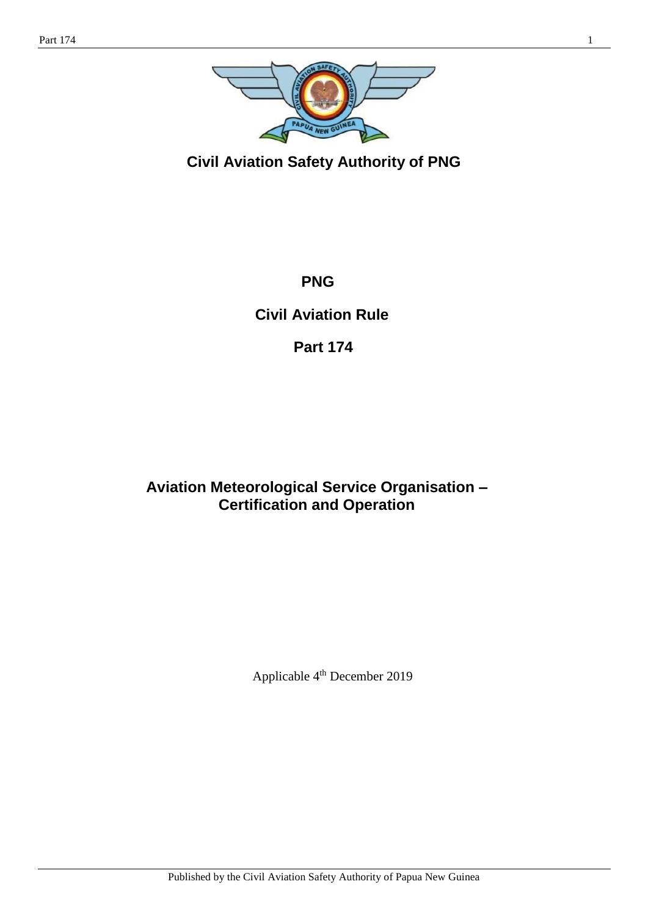**Civil Aviation Safety Authority of PNG**

# PNG

# Civil Aviation Rule

# Part 174

## Aviation Meteorological Service Organisation – Certification and Operation

Applicable 4th December 2019

Published by the Civil Aviation Safety Authority of Papua New Guinea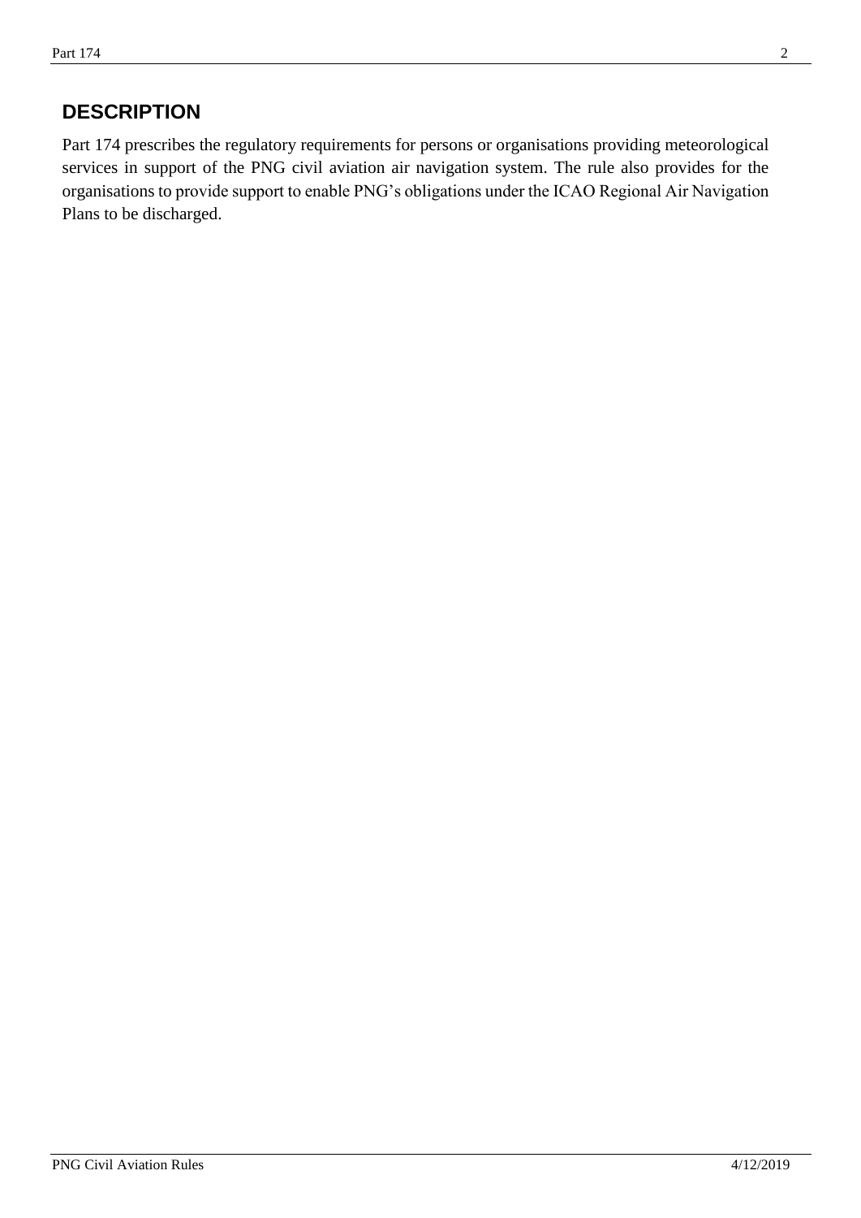## DESCRIPTION

Part 174 prescribes the regulatory requirements for persons or organisations providing meteorological services in support of the PNG civil aviation air navigation system. The rule also provides for the organisations to provide support to enable PNG's obligations under the ICAO Regional Air Navigation Plans to be discharged.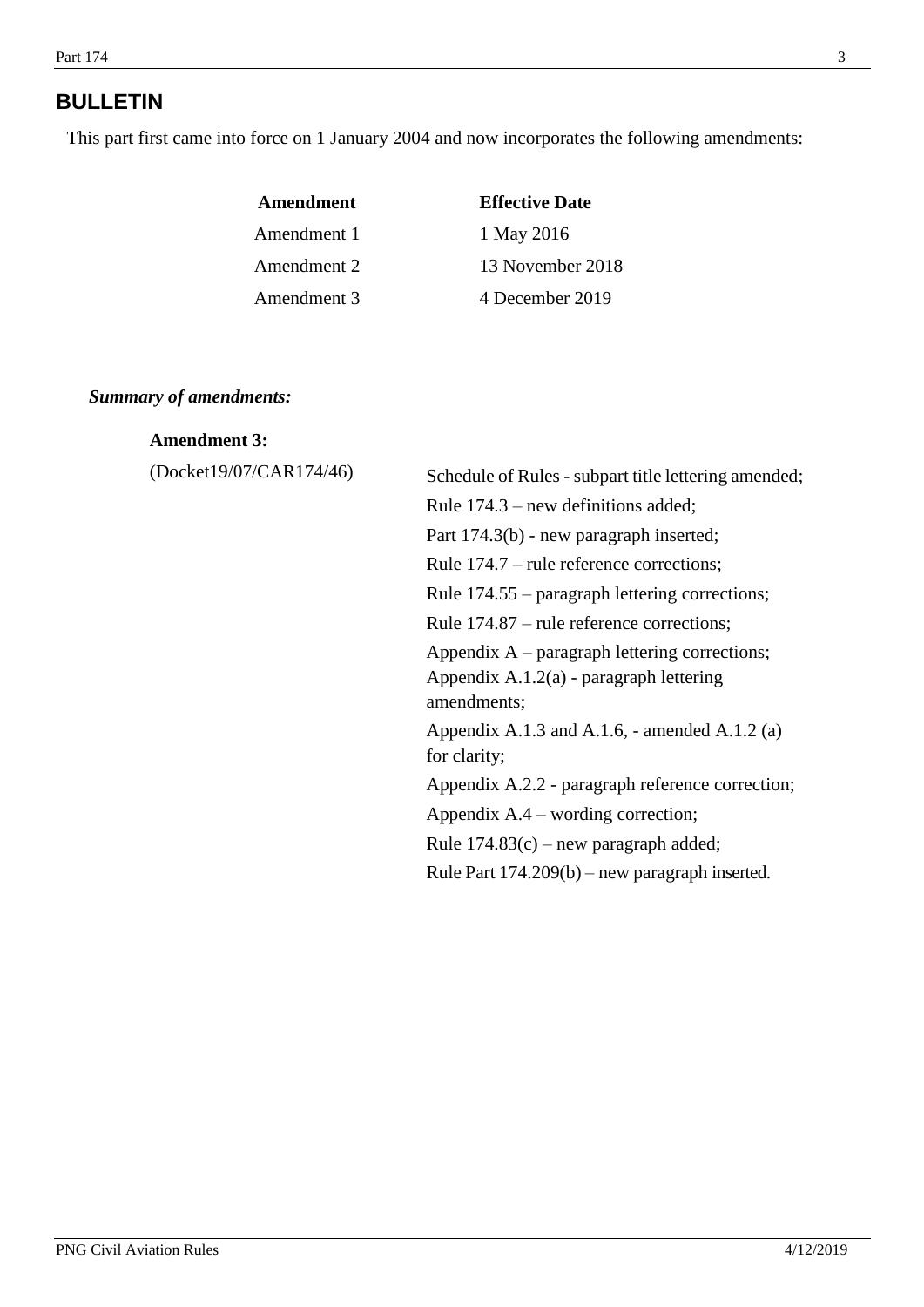# BULLETIN

This part first came into force on 1 January 2004 and now incorporates the following amendments:

| Amendment | Effective Date |
|---|---|
| Amendment 1 | 1 May 2016 |
| Amendment 2 | 13 November 2018 |
| Amendment 3 | 4 December 2019 |

***Summary of amendments:***

**Amendment 3:**

(Docket19/07/CAR174/46)

Schedule of Rules - subpart title lettering amended;
Rule 174.3 – new definitions added;
Part 174.3(b) - new paragraph inserted;
Rule 174.7 – rule reference corrections;
Rule 174.55 – paragraph lettering corrections;
Rule 174.87 – rule reference corrections;
Appendix A – paragraph lettering corrections;
Appendix A.1.2(a) - paragraph lettering amendments;
Appendix A.1.3 and A.1.6, - amended A.1.2 (a) for clarity;
Appendix A.2.2 - paragraph reference correction;
Appendix A.4 – wording correction;
Rule 174.83(c) – new paragraph added;
Rule Part 174.209(b) – new paragraph inserted.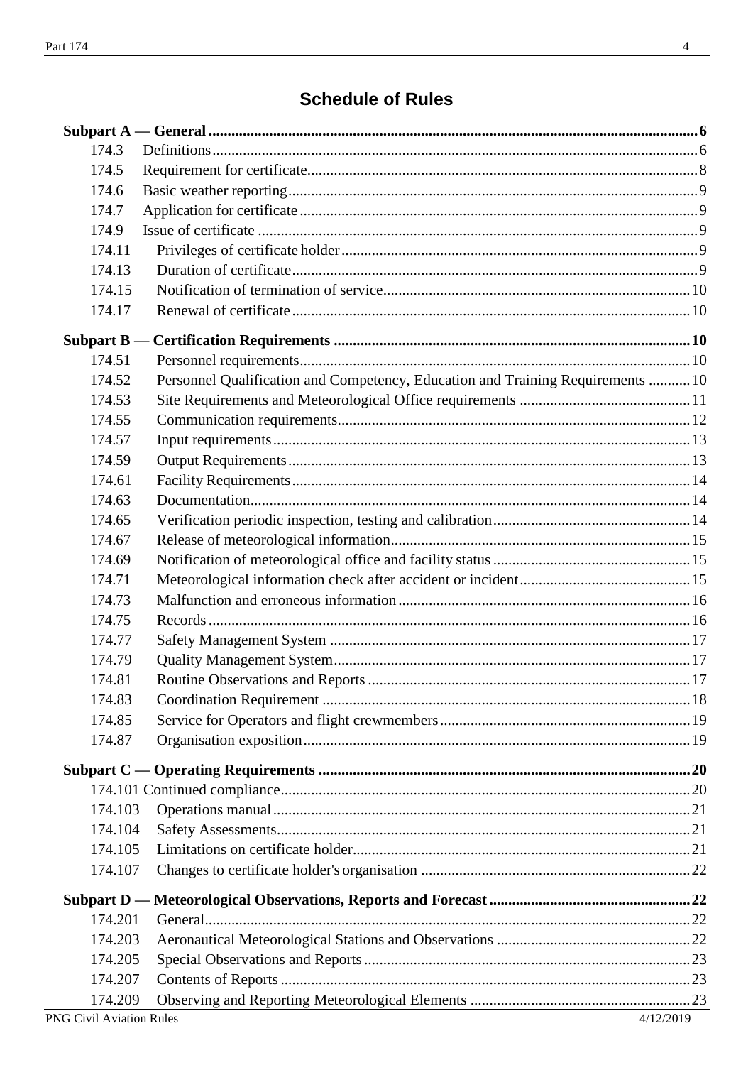## Schedule of Rules

**Subpart A — General** ..... **6**

| | | |
|---|---|---|
| 174.3 | Definitions | 6 |
| 174.5 | Requirement for certificate | 8 |
| 174.6 | Basic weather reporting | 9 |
| 174.7 | Application for certificate | 9 |
| 174.9 | Issue of certificate | 9 |
| 174.11 | Privileges of certificate holder | 9 |
| 174.13 | Duration of certificate | 9 |
| 174.15 | Notification of termination of service | 10 |
| 174.17 | Renewal of certificate | 10 |

**Subpart B — Certification Requirements** ..... **10**

| | | |
|---|---|---|
| 174.51 | Personnel requirements | 10 |
| 174.52 | Personnel Qualification and Competency, Education and Training Requirements | 10 |
| 174.53 | Site Requirements and Meteorological Office requirements | 11 |
| 174.55 | Communication requirements | 12 |
| 174.57 | Input requirements | 13 |
| 174.59 | Output Requirements | 13 |
| 174.61 | Facility Requirements | 14 |
| 174.63 | Documentation | 14 |
| 174.65 | Verification periodic inspection, testing and calibration | 14 |
| 174.67 | Release of meteorological information | 15 |
| 174.69 | Notification of meteorological office and facility status | 15 |
| 174.71 | Meteorological information check after accident or incident | 15 |
| 174.73 | Malfunction and erroneous information | 16 |
| 174.75 | Records | 16 |
| 174.77 | Safety Management System | 17 |
| 174.79 | Quality Management System | 17 |
| 174.81 | Routine Observations and Reports | 17 |
| 174.83 | Coordination Requirement | 18 |
| 174.85 | Service for Operators and flight crewmembers | 19 |
| 174.87 | Organisation exposition | 19 |

**Subpart C — Operating Requirements** ..... **20**

| | | |
|---|---|---|
| 174.101 | Continued compliance | 20 |
| 174.103 | Operations manual | 21 |
| 174.104 | Safety Assessments | 21 |
| 174.105 | Limitations on certificate holder | 21 |
| 174.107 | Changes to certificate holder's organisation | 22 |

**Subpart D — Meteorological Observations, Reports and Forecast** ..... **22**

| | | |
|---|---|---|
| 174.201 | General | 22 |
| 174.203 | Aeronautical Meteorological Stations and Observations | 22 |
| 174.205 | Special Observations and Reports | 23 |
| 174.207 | Contents of Reports | 23 |
| 174.209 | Observing and Reporting Meteorological Elements | 23 |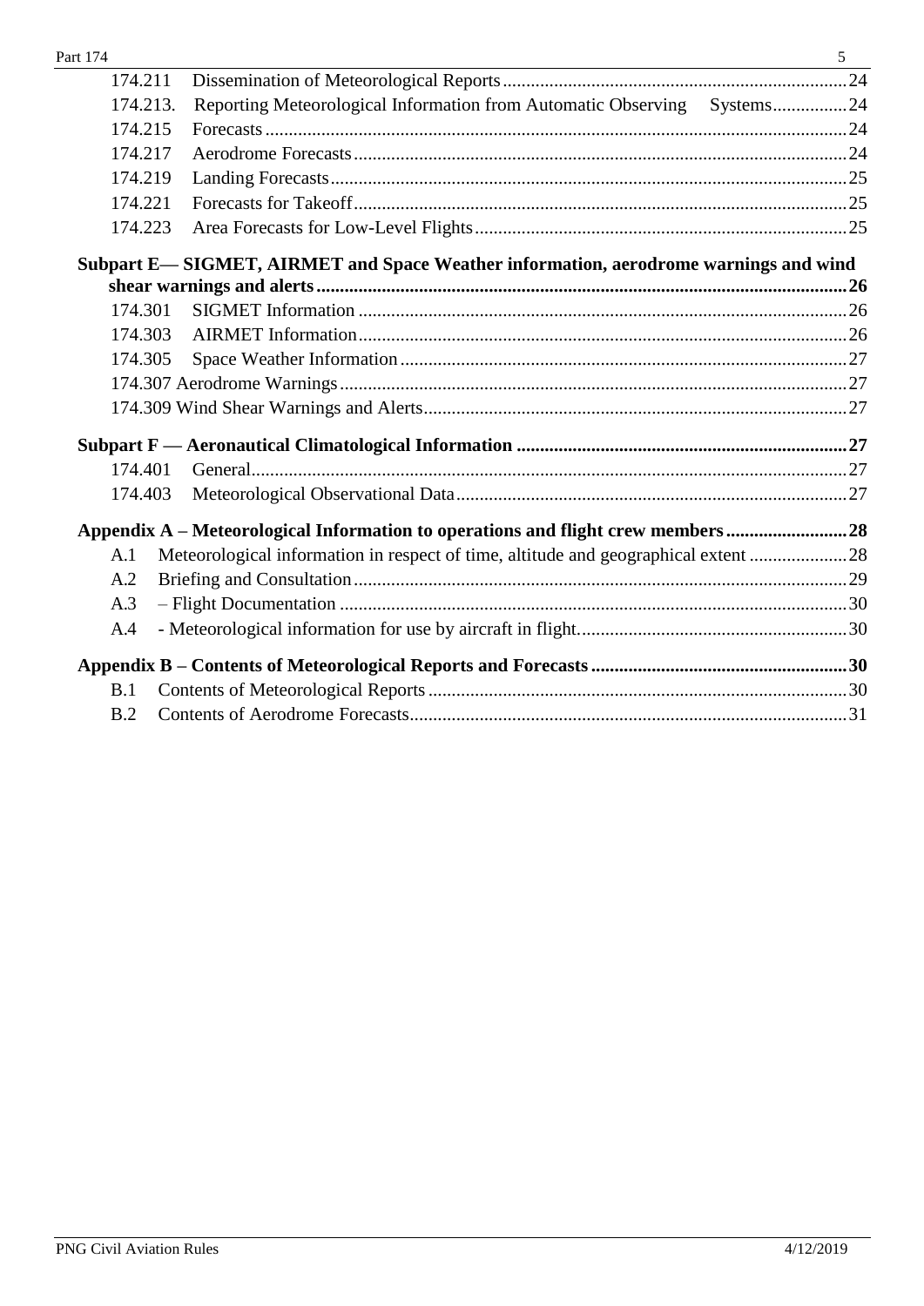174.211 Dissemination of Meteorological Reports ..... 24
174.213. Reporting Meteorological Information from Automatic Observing Systems ..... 24
174.215 Forecasts ..... 24
174.217 Aerodrome Forecasts ..... 24
174.219 Landing Forecasts ..... 25
174.221 Forecasts for Takeoff ..... 25
174.223 Area Forecasts for Low-Level Flights ..... 25

**Subpart E— SIGMET, AIRMET and Space Weather information, aerodrome warnings and wind shear warnings and alerts ..... 26**

174.301 SIGMET Information ..... 26
174.303 AIRMET Information ..... 26
174.305 Space Weather Information ..... 27
174.307 Aerodrome Warnings ..... 27
174.309 Wind Shear Warnings and Alerts ..... 27

**Subpart F — Aeronautical Climatological Information ..... 27**

174.401 General ..... 27
174.403 Meteorological Observational Data ..... 27

**Appendix A – Meteorological Information to operations and flight crew members ..... 28**

A.1 Meteorological information in respect of time, altitude and geographical extent ..... 28
A.2 Briefing and Consultation ..... 29
A.3 – Flight Documentation ..... 30
A.4 - Meteorological information for use by aircraft in flight. ..... 30

**Appendix B – Contents of Meteorological Reports and Forecasts ..... 30**

B.1 Contents of Meteorological Reports ..... 30
B.2 Contents of Aerodrome Forecasts ..... 31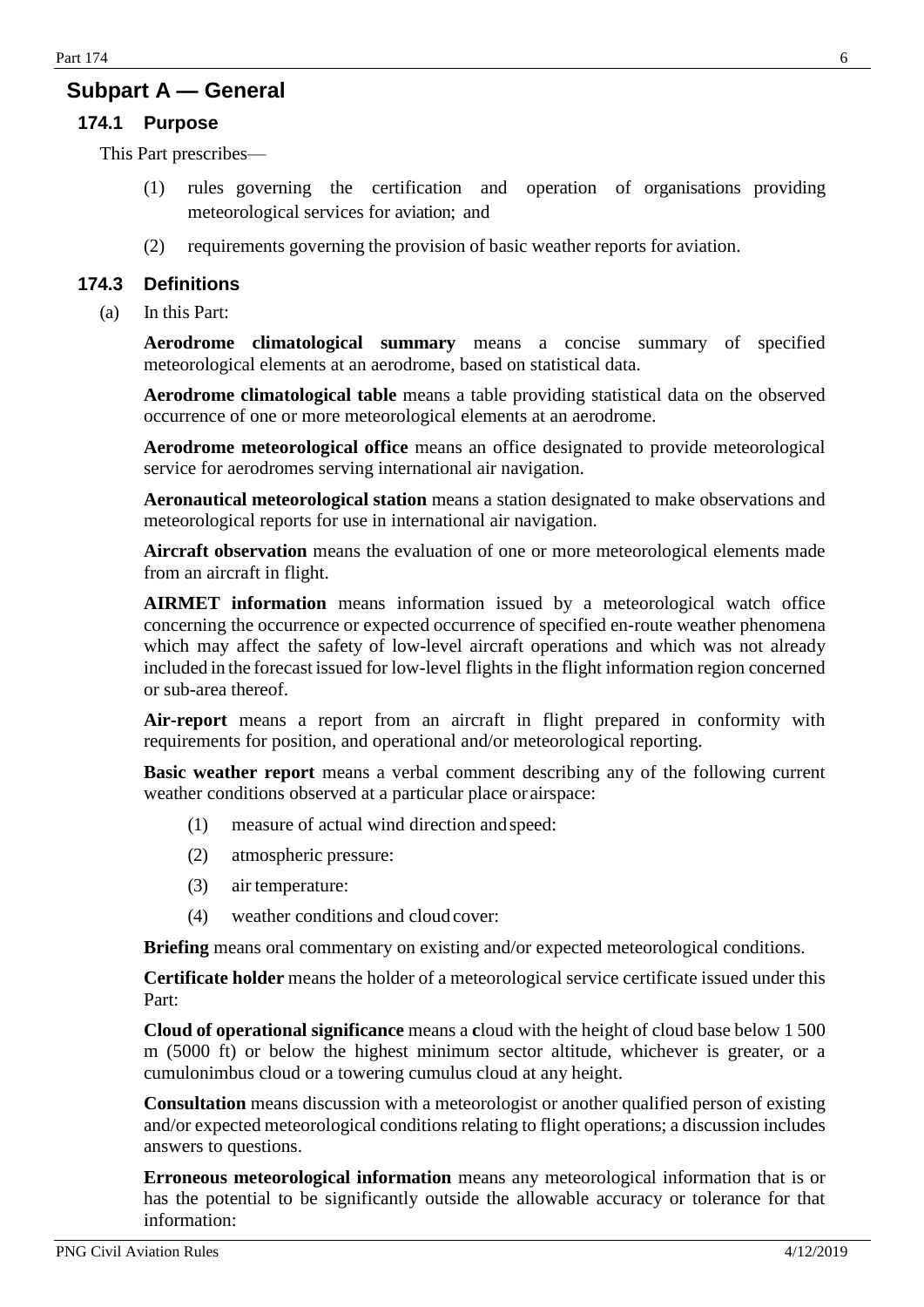## Subpart A — General

### 174.1 Purpose

This Part prescribes—

(1) rules governing the certification and operation of organisations providing meteorological services for aviation; and

(2) requirements governing the provision of basic weather reports for aviation.

### 174.3 Definitions

(a) In this Part:

**Aerodrome climatological summary** means a concise summary of specified meteorological elements at an aerodrome, based on statistical data.

**Aerodrome climatological table** means a table providing statistical data on the observed occurrence of one or more meteorological elements at an aerodrome.

**Aerodrome meteorological office** means an office designated to provide meteorological service for aerodromes serving international air navigation.

**Aeronautical meteorological station** means a station designated to make observations and meteorological reports for use in international air navigation.

**Aircraft observation** means the evaluation of one or more meteorological elements made from an aircraft in flight.

**AIRMET information** means information issued by a meteorological watch office concerning the occurrence or expected occurrence of specified en-route weather phenomena which may affect the safety of low-level aircraft operations and which was not already included in the forecast issued for low-level flights in the flight information region concerned or sub-area thereof.

**Air-report** means a report from an aircraft in flight prepared in conformity with requirements for position, and operational and/or meteorological reporting.

**Basic weather report** means a verbal comment describing any of the following current weather conditions observed at a particular place or airspace:

(1) measure of actual wind direction and speed:

(2) atmospheric pressure:

(3) air temperature:

(4) weather conditions and cloud cover:

**Briefing** means oral commentary on existing and/or expected meteorological conditions.

**Certificate holder** means the holder of a meteorological service certificate issued under this Part:

**Cloud of operational significance** means a **c**loud with the height of cloud base below 1 500 m (5000 ft) or below the highest minimum sector altitude, whichever is greater, or a cumulonimbus cloud or a towering cumulus cloud at any height.

**Consultation** means discussion with a meteorologist or another qualified person of existing and/or expected meteorological conditions relating to flight operations; a discussion includes answers to questions.

**Erroneous meteorological information** means any meteorological information that is or has the potential to be significantly outside the allowable accuracy or tolerance for that information: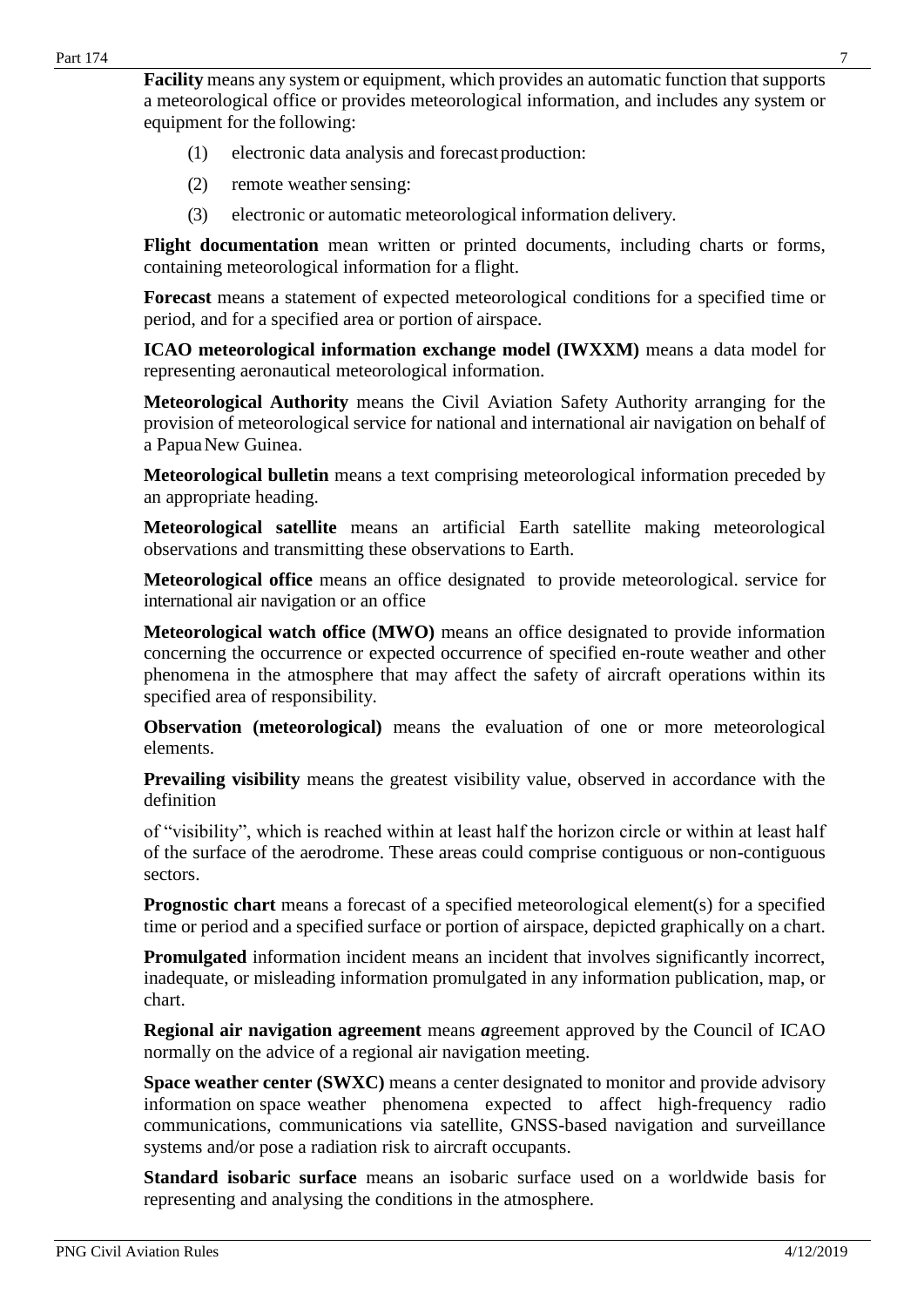**Facility** means any system or equipment, which provides an automatic function that supports a meteorological office or provides meteorological information, and includes any system or equipment for the following:

(1) electronic data analysis and forecast production:

(2) remote weather sensing:

(3) electronic or automatic meteorological information delivery.

**Flight documentation** mean written or printed documents, including charts or forms, containing meteorological information for a flight.

**Forecast** means a statement of expected meteorological conditions for a specified time or period, and for a specified area or portion of airspace.

**ICAO meteorological information exchange model (IWXXM)** means a data model for representing aeronautical meteorological information.

**Meteorological Authority** means the Civil Aviation Safety Authority arranging for the provision of meteorological service for national and international air navigation on behalf of a Papua New Guinea.

**Meteorological bulletin** means a text comprising meteorological information preceded by an appropriate heading.

**Meteorological satellite** means an artificial Earth satellite making meteorological observations and transmitting these observations to Earth.

**Meteorological office** means an office designated to provide meteorological. service for international air navigation or an office

**Meteorological watch office (MWO)** means an office designated to provide information concerning the occurrence or expected occurrence of specified en-route weather and other phenomena in the atmosphere that may affect the safety of aircraft operations within its specified area of responsibility.

**Observation (meteorological)** means the evaluation of one or more meteorological elements.

**Prevailing visibility** means the greatest visibility value, observed in accordance with the definition

of "visibility", which is reached within at least half the horizon circle or within at least half of the surface of the aerodrome. These areas could comprise contiguous or non-contiguous sectors.

**Prognostic chart** means a forecast of a specified meteorological element(s) for a specified time or period and a specified surface or portion of airspace, depicted graphically on a chart.

**Promulgated** information incident means an incident that involves significantly incorrect, inadequate, or misleading information promulgated in any information publication, map, or chart.

**Regional air navigation agreement** means ***a***greement approved by the Council of ICAO normally on the advice of a regional air navigation meeting.

**Space weather center (SWXC)** means a center designated to monitor and provide advisory information on space weather phenomena expected to affect high-frequency radio communications, communications via satellite, GNSS-based navigation and surveillance systems and/or pose a radiation risk to aircraft occupants.

**Standard isobaric surface** means an isobaric surface used on a worldwide basis for representing and analysing the conditions in the atmosphere.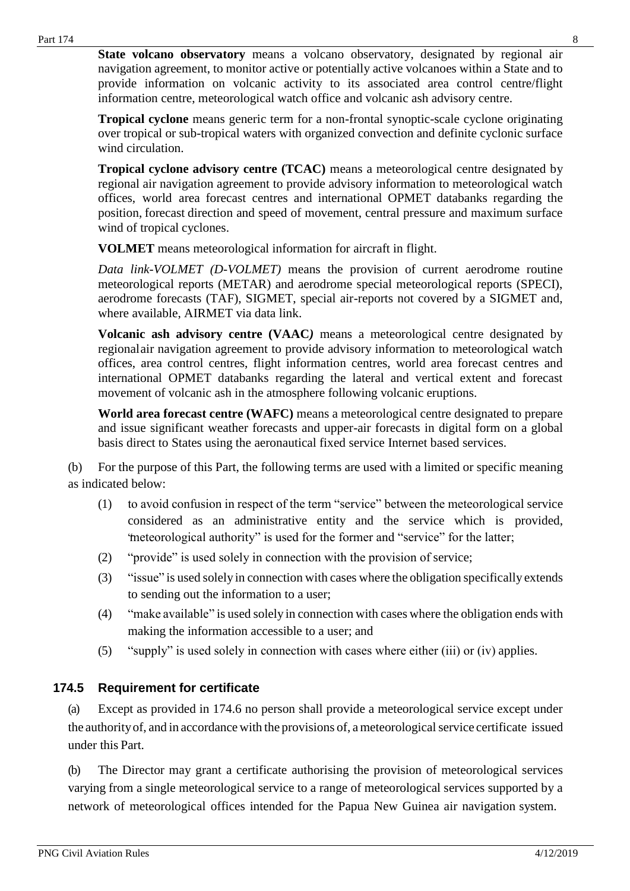**State volcano observatory** means a volcano observatory, designated by regional air navigation agreement, to monitor active or potentially active volcanoes within a State and to provide information on volcanic activity to its associated area control centre/flight information centre, meteorological watch office and volcanic ash advisory centre.

**Tropical cyclone** means generic term for a non-frontal synoptic-scale cyclone originating over tropical or sub-tropical waters with organized convection and definite cyclonic surface wind circulation.

**Tropical cyclone advisory centre (TCAC)** means a meteorological centre designated by regional air navigation agreement to provide advisory information to meteorological watch offices, world area forecast centres and international OPMET databanks regarding the position, forecast direction and speed of movement, central pressure and maximum surface wind of tropical cyclones.

**VOLMET** means meteorological information for aircraft in flight.

*Data link-VOLMET (D-VOLMET)* means the provision of current aerodrome routine meteorological reports (METAR) and aerodrome special meteorological reports (SPECI), aerodrome forecasts (TAF), SIGMET, special air-reports not covered by a SIGMET and, where available, AIRMET via data link.

**Volcanic ash advisory centre (VAAC*)*** means a meteorological centre designated by regionalair navigation agreement to provide advisory information to meteorological watch offices, area control centres, flight information centres, world area forecast centres and international OPMET databanks regarding the lateral and vertical extent and forecast movement of volcanic ash in the atmosphere following volcanic eruptions.

**World area forecast centre (WAFC)** means a meteorological centre designated to prepare and issue significant weather forecasts and upper-air forecasts in digital form on a global basis direct to States using the aeronautical fixed service Internet based services.

(b) For the purpose of this Part, the following terms are used with a limited or specific meaning as indicated below:

(1) to avoid confusion in respect of the term "service" between the meteorological service considered as an administrative entity and the service which is provided, "meteorological authority" is used for the former and "service" for the latter;

(2) "provide" is used solely in connection with the provision of service;

(3) "issue" is used solely in connection with cases where the obligation specifically extends to sending out the information to a user;

(4) "make available" is used solely in connection with cases where the obligation ends with making the information accessible to a user; and

(5) "supply" is used solely in connection with cases where either (iii) or (iv) applies.

### 174.5 Requirement for certificate

(a) Except as provided in 174.6 no person shall provide a meteorological service except under the authority of, and in accordance with the provisions of, a meteorological service certificate issued under this Part.

(b) The Director may grant a certificate authorising the provision of meteorological services varying from a single meteorological service to a range of meteorological services supported by a network of meteorological offices intended for the Papua New Guinea air navigation system.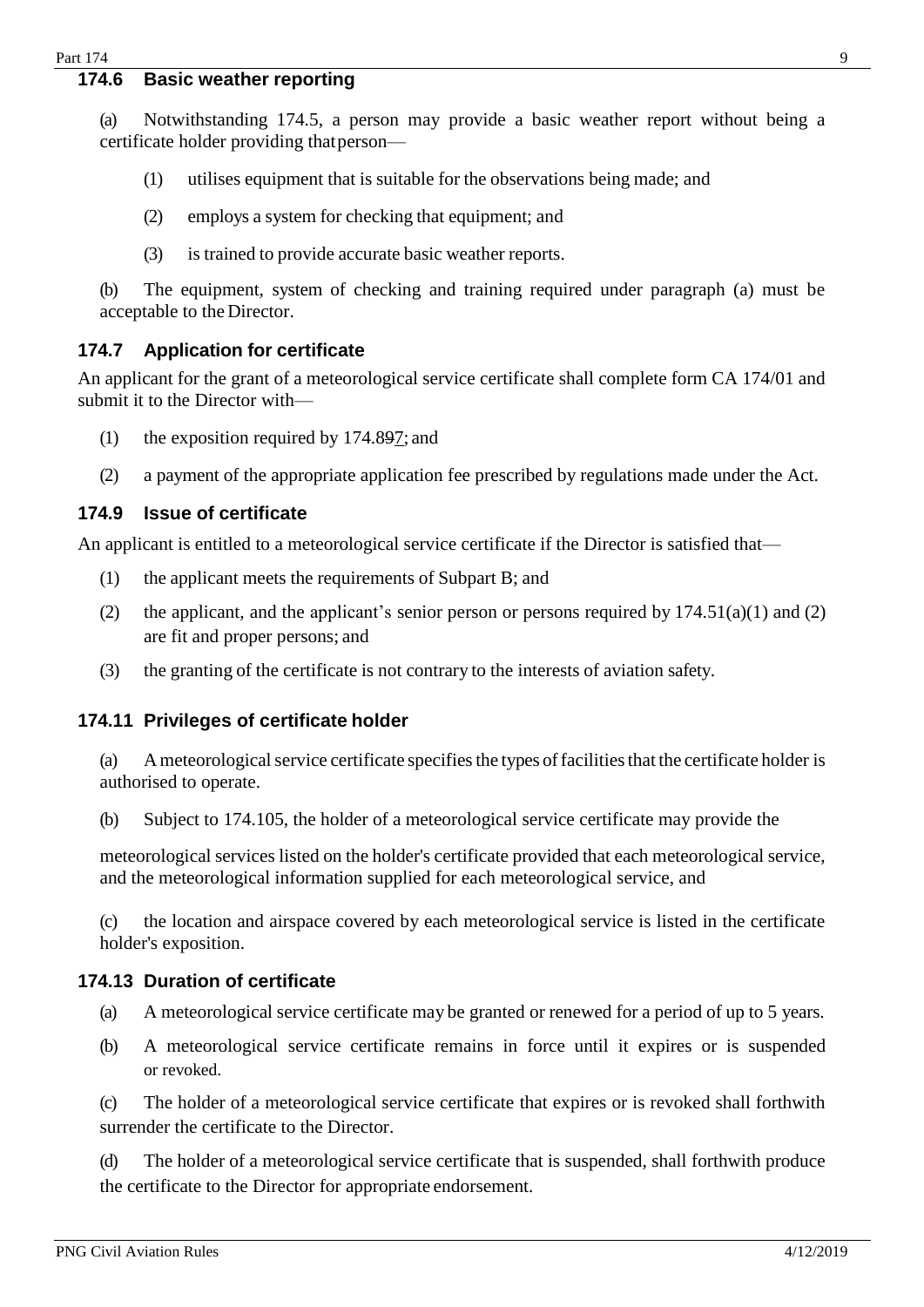### 174.6 Basic weather reporting

(a) Notwithstanding 174.5, a person may provide a basic weather report without being a certificate holder providing that person—

(1) utilises equipment that is suitable for the observations being made; and

(2) employs a system for checking that equipment; and

(3) is trained to provide accurate basic weather reports.

(b) The equipment, system of checking and training required under paragraph (a) must be acceptable to the Director.

### 174.7 Application for certificate

An applicant for the grant of a meteorological service certificate shall complete form CA 174/01 and submit it to the Director with—

(1) the exposition required by 174.897; and

(2) a payment of the appropriate application fee prescribed by regulations made under the Act.

### 174.9 Issue of certificate

An applicant is entitled to a meteorological service certificate if the Director is satisfied that—

(1) the applicant meets the requirements of Subpart B; and

(2) the applicant, and the applicant's senior person or persons required by 174.51(a)(1) and (2) are fit and proper persons; and

(3) the granting of the certificate is not contrary to the interests of aviation safety.

### 174.11 Privileges of certificate holder

(a) A meteorological service certificate specifies the types of facilities that the certificate holder is authorised to operate.

(b) Subject to 174.105, the holder of a meteorological service certificate may provide the

meteorological services listed on the holder's certificate provided that each meteorological service, and the meteorological information supplied for each meteorological service, and

(c) the location and airspace covered by each meteorological service is listed in the certificate holder's exposition.

### 174.13 Duration of certificate

(a) A meteorological service certificate may be granted or renewed for a period of up to 5 years.

(b) A meteorological service certificate remains in force until it expires or is suspended or revoked.

(c) The holder of a meteorological service certificate that expires or is revoked shall forthwith surrender the certificate to the Director.

(d) The holder of a meteorological service certificate that is suspended, shall forthwith produce the certificate to the Director for appropriate endorsement.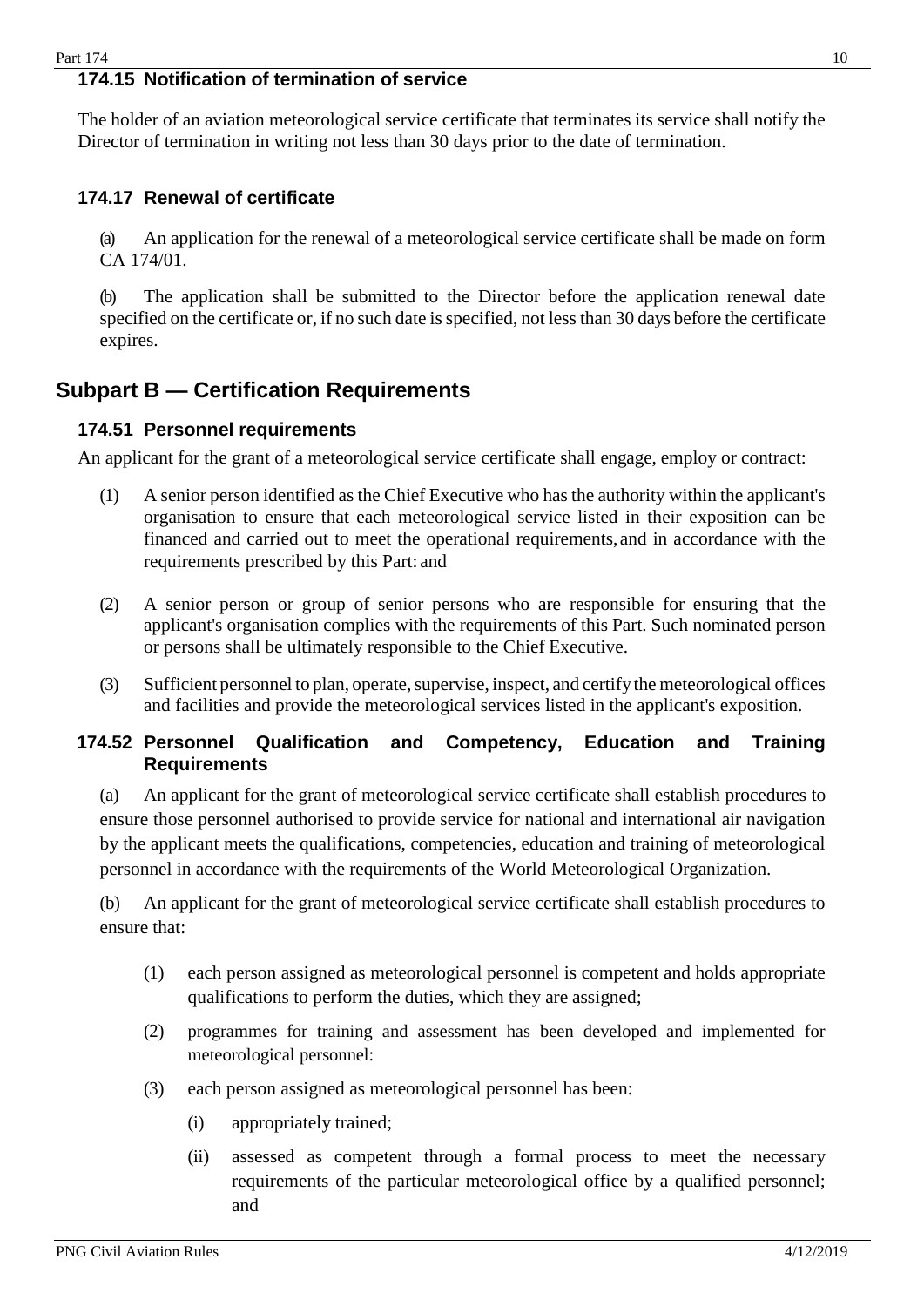### 174.15 Notification of termination of service

The holder of an aviation meteorological service certificate that terminates its service shall notify the Director of termination in writing not less than 30 days prior to the date of termination.

### 174.17 Renewal of certificate

(a) An application for the renewal of a meteorological service certificate shall be made on form CA 174/01.

(b) The application shall be submitted to the Director before the application renewal date specified on the certificate or, if no such date is specified, not less than 30 days before the certificate expires.

## Subpart B — Certification Requirements

### 174.51 Personnel requirements

An applicant for the grant of a meteorological service certificate shall engage, employ or contract:

(1) A senior person identified as the Chief Executive who has the authority within the applicant's organisation to ensure that each meteorological service listed in their exposition can be financed and carried out to meet the operational requirements, and in accordance with the requirements prescribed by this Part: and

(2) A senior person or group of senior persons who are responsible for ensuring that the applicant's organisation complies with the requirements of this Part. Such nominated person or persons shall be ultimately responsible to the Chief Executive.

(3) Sufficient personnel to plan, operate, supervise, inspect, and certify the meteorological offices and facilities and provide the meteorological services listed in the applicant's exposition.

### 174.52 Personnel Qualification and Competency, Education and Training Requirements

(a) An applicant for the grant of meteorological service certificate shall establish procedures to ensure those personnel authorised to provide service for national and international air navigation by the applicant meets the qualifications, competencies, education and training of meteorological personnel in accordance with the requirements of the World Meteorological Organization.

(b) An applicant for the grant of meteorological service certificate shall establish procedures to ensure that:

(1) each person assigned as meteorological personnel is competent and holds appropriate qualifications to perform the duties, which they are assigned;

(2) programmes for training and assessment has been developed and implemented for meteorological personnel:

(3) each person assigned as meteorological personnel has been:

(i) appropriately trained;

(ii) assessed as competent through a formal process to meet the necessary requirements of the particular meteorological office by a qualified personnel; and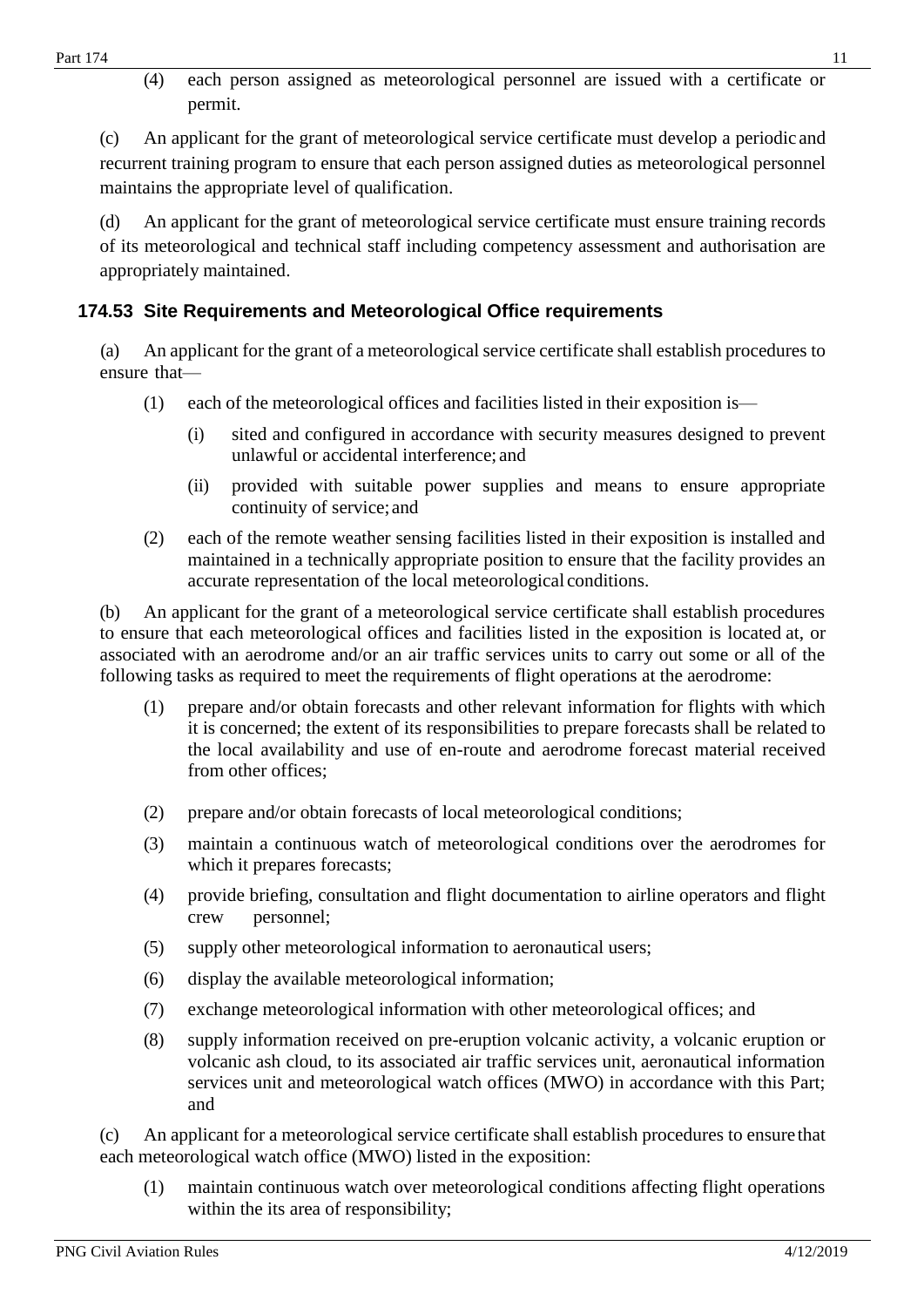(4) each person assigned as meteorological personnel are issued with a certificate or permit.

(c) An applicant for the grant of meteorological service certificate must develop a periodic and recurrent training program to ensure that each person assigned duties as meteorological personnel maintains the appropriate level of qualification.

(d) An applicant for the grant of meteorological service certificate must ensure training records of its meteorological and technical staff including competency assessment and authorisation are appropriately maintained.

### 174.53 Site Requirements and Meteorological Office requirements

(a) An applicant for the grant of a meteorological service certificate shall establish procedures to ensure that—

- (1) each of the meteorological offices and facilities listed in their exposition is—
  - (i) sited and configured in accordance with security measures designed to prevent unlawful or accidental interference; and
  - (ii) provided with suitable power supplies and means to ensure appropriate continuity of service; and
- (2) each of the remote weather sensing facilities listed in their exposition is installed and maintained in a technically appropriate position to ensure that the facility provides an accurate representation of the local meteorological conditions.

(b) An applicant for the grant of a meteorological service certificate shall establish procedures to ensure that each meteorological offices and facilities listed in the exposition is located at, or associated with an aerodrome and/or an air traffic services units to carry out some or all of the following tasks as required to meet the requirements of flight operations at the aerodrome:

- (1) prepare and/or obtain forecasts and other relevant information for flights with which it is concerned; the extent of its responsibilities to prepare forecasts shall be related to the local availability and use of en-route and aerodrome forecast material received from other offices;
- (2) prepare and/or obtain forecasts of local meteorological conditions;
- (3) maintain a continuous watch of meteorological conditions over the aerodromes for which it prepares forecasts;
- (4) provide briefing, consultation and flight documentation to airline operators and flight crew personnel;
- (5) supply other meteorological information to aeronautical users;
- (6) display the available meteorological information;
- (7) exchange meteorological information with other meteorological offices; and
- (8) supply information received on pre-eruption volcanic activity, a volcanic eruption or volcanic ash cloud, to its associated air traffic services unit, aeronautical information services unit and meteorological watch offices (MWO) in accordance with this Part; and

(c) An applicant for a meteorological service certificate shall establish procedures to ensure that each meteorological watch office (MWO) listed in the exposition:

- (1) maintain continuous watch over meteorological conditions affecting flight operations within the its area of responsibility;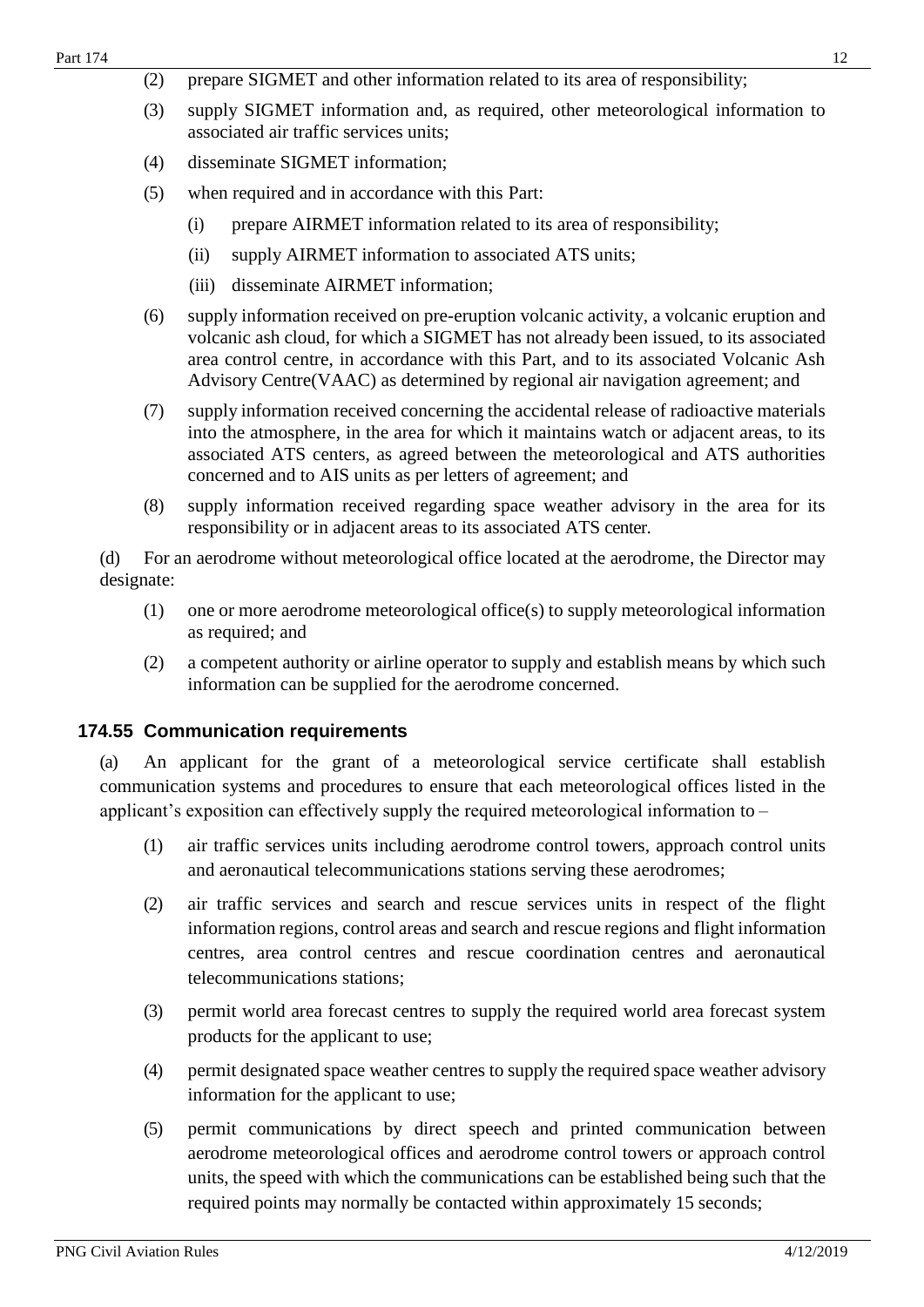(2) prepare SIGMET and other information related to its area of responsibility;

(3) supply SIGMET information and, as required, other meteorological information to associated air traffic services units;

(4) disseminate SIGMET information;

(5) when required and in accordance with this Part:

  (i) prepare AIRMET information related to its area of responsibility;

  (ii) supply AIRMET information to associated ATS units;

  (iii) disseminate AIRMET information;

(6) supply information received on pre-eruption volcanic activity, a volcanic eruption and volcanic ash cloud, for which a SIGMET has not already been issued, to its associated area control centre, in accordance with this Part, and to its associated Volcanic Ash Advisory Centre(VAAC) as determined by regional air navigation agreement; and

(7) supply information received concerning the accidental release of radioactive materials into the atmosphere, in the area for which it maintains watch or adjacent areas, to its associated ATS centers, as agreed between the meteorological and ATS authorities concerned and to AIS units as per letters of agreement; and

(8) supply information received regarding space weather advisory in the area for its responsibility or in adjacent areas to its associated ATS center.

(d) For an aerodrome without meteorological office located at the aerodrome, the Director may designate:

(1) one or more aerodrome meteorological office(s) to supply meteorological information as required; and

(2) a competent authority or airline operator to supply and establish means by which such information can be supplied for the aerodrome concerned.

### 174.55 Communication requirements

(a) An applicant for the grant of a meteorological service certificate shall establish communication systems and procedures to ensure that each meteorological offices listed in the applicant's exposition can effectively supply the required meteorological information to –

(1) air traffic services units including aerodrome control towers, approach control units and aeronautical telecommunications stations serving these aerodromes;

(2) air traffic services and search and rescue services units in respect of the flight information regions, control areas and search and rescue regions and flight information centres, area control centres and rescue coordination centres and aeronautical telecommunications stations;

(3) permit world area forecast centres to supply the required world area forecast system products for the applicant to use;

(4) permit designated space weather centres to supply the required space weather advisory information for the applicant to use;

(5) permit communications by direct speech and printed communication between aerodrome meteorological offices and aerodrome control towers or approach control units, the speed with which the communications can be established being such that the required points may normally be contacted within approximately 15 seconds;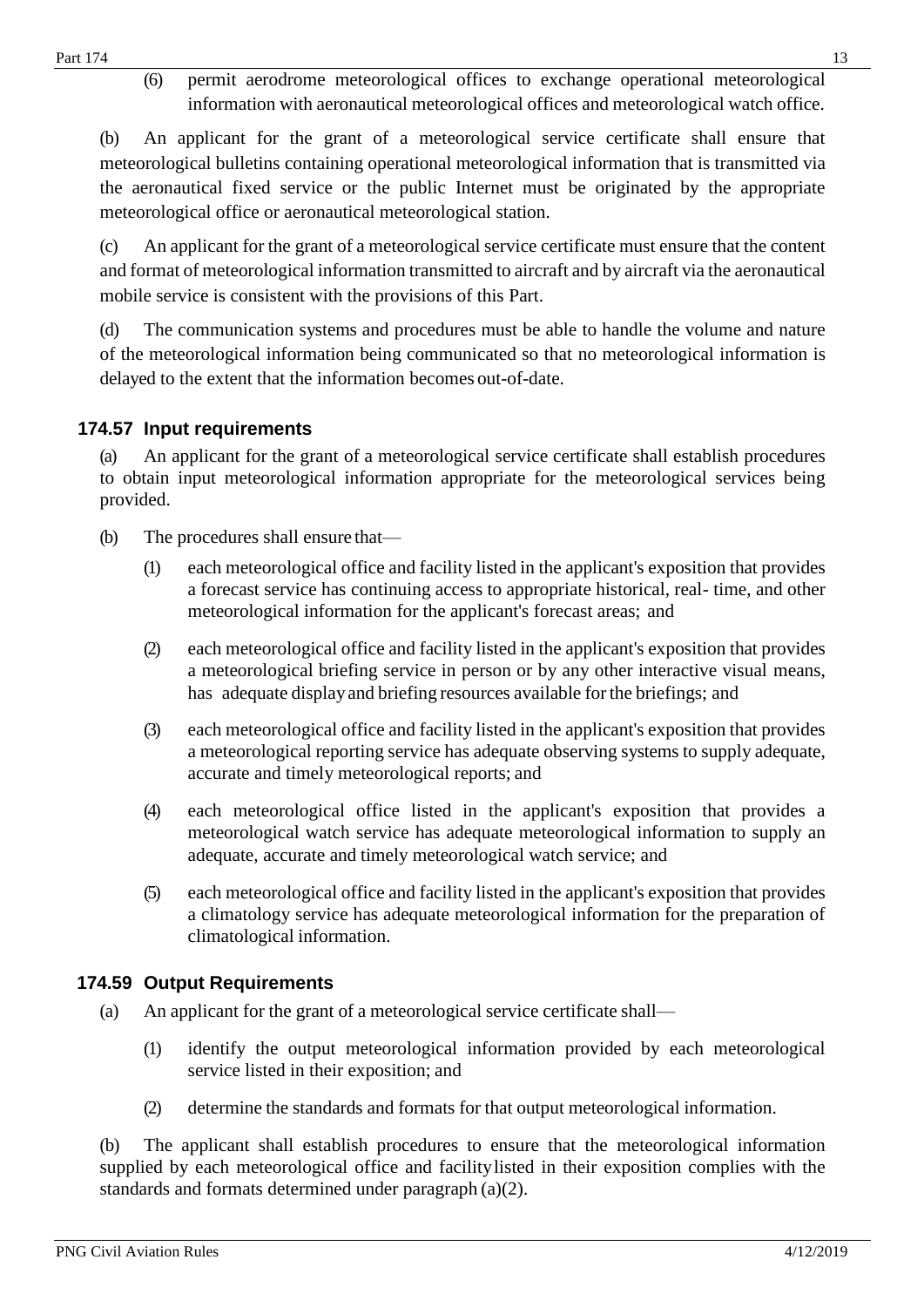(6) permit aerodrome meteorological offices to exchange operational meteorological information with aeronautical meteorological offices and meteorological watch office.

(b) An applicant for the grant of a meteorological service certificate shall ensure that meteorological bulletins containing operational meteorological information that is transmitted via the aeronautical fixed service or the public Internet must be originated by the appropriate meteorological office or aeronautical meteorological station.

(c) An applicant for the grant of a meteorological service certificate must ensure that the content and format of meteorological information transmitted to aircraft and by aircraft via the aeronautical mobile service is consistent with the provisions of this Part.

(d) The communication systems and procedures must be able to handle the volume and nature of the meteorological information being communicated so that no meteorological information is delayed to the extent that the information becomes out-of-date.

### 174.57 Input requirements

(a) An applicant for the grant of a meteorological service certificate shall establish procedures to obtain input meteorological information appropriate for the meteorological services being provided.

(b) The procedures shall ensure that—

(1) each meteorological office and facility listed in the applicant's exposition that provides a forecast service has continuing access to appropriate historical, real- time, and other meteorological information for the applicant's forecast areas; and

(2) each meteorological office and facility listed in the applicant's exposition that provides a meteorological briefing service in person or by any other interactive visual means, has adequate display and briefing resources available for the briefings; and

(3) each meteorological office and facility listed in the applicant's exposition that provides a meteorological reporting service has adequate observing systems to supply adequate, accurate and timely meteorological reports; and

(4) each meteorological office listed in the applicant's exposition that provides a meteorological watch service has adequate meteorological information to supply an adequate, accurate and timely meteorological watch service; and

(5) each meteorological office and facility listed in the applicant's exposition that provides a climatology service has adequate meteorological information for the preparation of climatological information.

### 174.59 Output Requirements

(a) An applicant for the grant of a meteorological service certificate shall—

(1) identify the output meteorological information provided by each meteorological service listed in their exposition; and

(2) determine the standards and formats for that output meteorological information.

(b) The applicant shall establish procedures to ensure that the meteorological information supplied by each meteorological office and facility listed in their exposition complies with the standards and formats determined under paragraph (a)(2).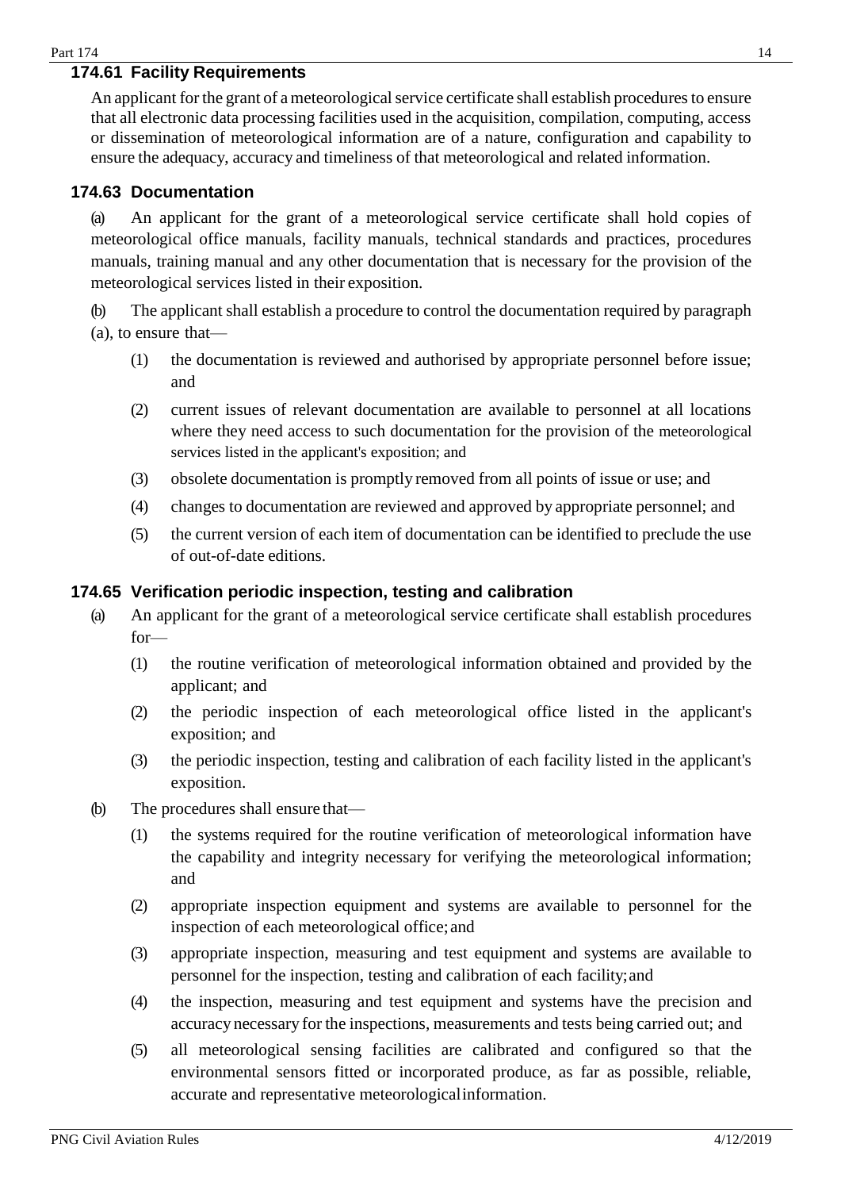## 174.61 Facility Requirements

An applicant for the grant of a meteorological service certificate shall establish procedures to ensure that all electronic data processing facilities used in the acquisition, compilation, computing, access or dissemination of meteorological information are of a nature, configuration and capability to ensure the adequacy, accuracy and timeliness of that meteorological and related information.

## 174.63 Documentation

(a) An applicant for the grant of a meteorological service certificate shall hold copies of meteorological office manuals, facility manuals, technical standards and practices, procedures manuals, training manual and any other documentation that is necessary for the provision of the meteorological services listed in their exposition.

(b) The applicant shall establish a procedure to control the documentation required by paragraph (a), to ensure that—

- (1) the documentation is reviewed and authorised by appropriate personnel before issue; and
- (2) current issues of relevant documentation are available to personnel at all locations where they need access to such documentation for the provision of the meteorological services listed in the applicant's exposition; and
- (3) obsolete documentation is promptly removed from all points of issue or use; and
- (4) changes to documentation are reviewed and approved by appropriate personnel; and
- (5) the current version of each item of documentation can be identified to preclude the use of out-of-date editions.

## 174.65 Verification periodic inspection, testing and calibration

(a) An applicant for the grant of a meteorological service certificate shall establish procedures for—

- (1) the routine verification of meteorological information obtained and provided by the applicant; and
- (2) the periodic inspection of each meteorological office listed in the applicant's exposition; and
- (3) the periodic inspection, testing and calibration of each facility listed in the applicant's exposition.

(b) The procedures shall ensure that—

- (1) the systems required for the routine verification of meteorological information have the capability and integrity necessary for verifying the meteorological information; and
- (2) appropriate inspection equipment and systems are available to personnel for the inspection of each meteorological office; and
- (3) appropriate inspection, measuring and test equipment and systems are available to personnel for the inspection, testing and calibration of each facility; and
- (4) the inspection, measuring and test equipment and systems have the precision and accuracy necessary for the inspections, measurements and tests being carried out; and
- (5) all meteorological sensing facilities are calibrated and configured so that the environmental sensors fitted or incorporated produce, as far as possible, reliable, accurate and representative meteorological information.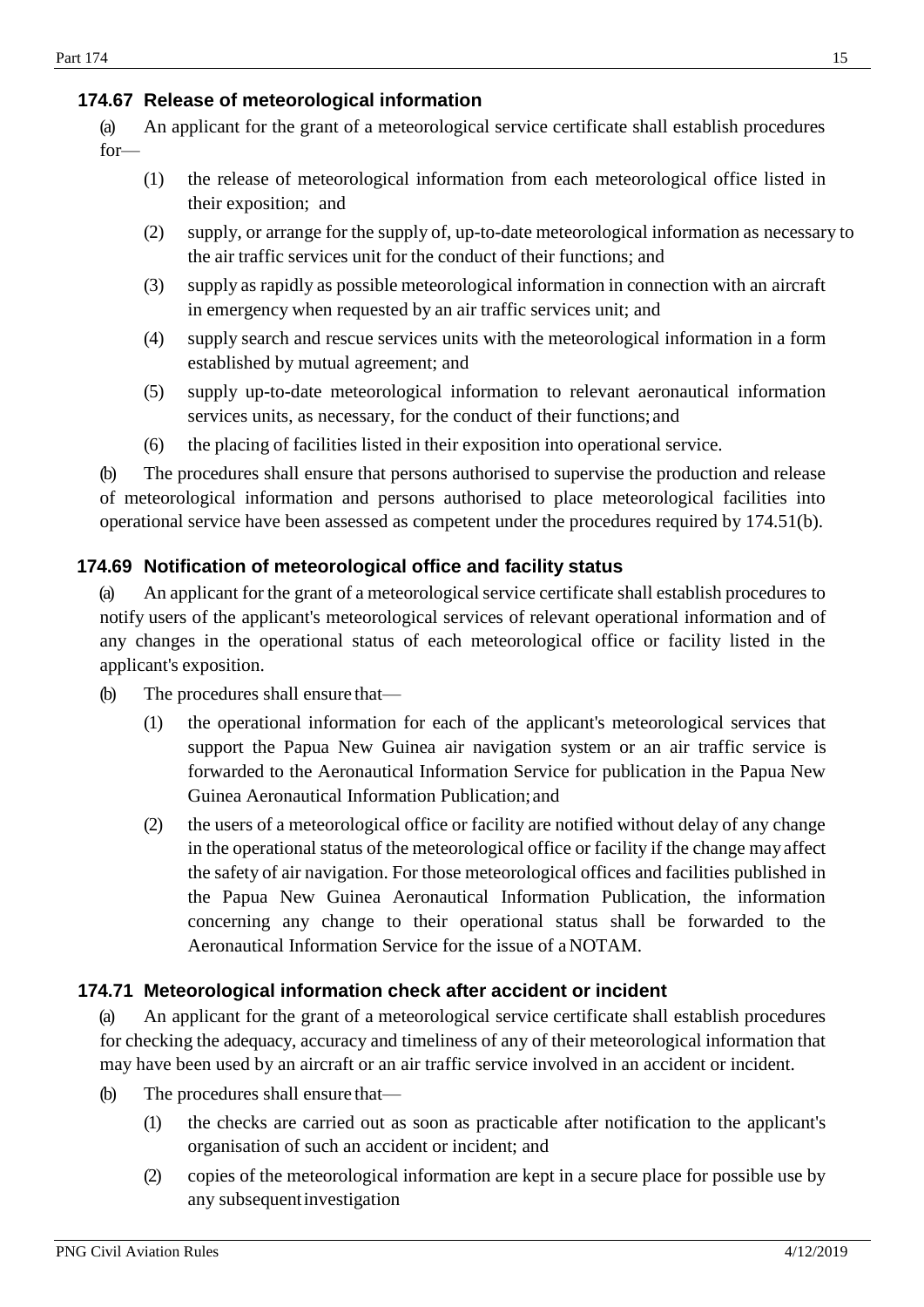### 174.67 Release of meteorological information

(a) An applicant for the grant of a meteorological service certificate shall establish procedures for—

(1) the release of meteorological information from each meteorological office listed in their exposition; and

(2) supply, or arrange for the supply of, up-to-date meteorological information as necessary to the air traffic services unit for the conduct of their functions; and

(3) supply as rapidly as possible meteorological information in connection with an aircraft in emergency when requested by an air traffic services unit; and

(4) supply search and rescue services units with the meteorological information in a form established by mutual agreement; and

(5) supply up-to-date meteorological information to relevant aeronautical information services units, as necessary, for the conduct of their functions; and

(6) the placing of facilities listed in their exposition into operational service.

(b) The procedures shall ensure that persons authorised to supervise the production and release of meteorological information and persons authorised to place meteorological facilities into operational service have been assessed as competent under the procedures required by 174.51(b).

### 174.69 Notification of meteorological office and facility status

(a) An applicant for the grant of a meteorological service certificate shall establish procedures to notify users of the applicant's meteorological services of relevant operational information and of any changes in the operational status of each meteorological office or facility listed in the applicant's exposition.

(b) The procedures shall ensure that—

(1) the operational information for each of the applicant's meteorological services that support the Papua New Guinea air navigation system or an air traffic service is forwarded to the Aeronautical Information Service for publication in the Papua New Guinea Aeronautical Information Publication; and

(2) the users of a meteorological office or facility are notified without delay of any change in the operational status of the meteorological office or facility if the change may affect the safety of air navigation. For those meteorological offices and facilities published in the Papua New Guinea Aeronautical Information Publication, the information concerning any change to their operational status shall be forwarded to the Aeronautical Information Service for the issue of a NOTAM.

### 174.71 Meteorological information check after accident or incident

(a) An applicant for the grant of a meteorological service certificate shall establish procedures for checking the adequacy, accuracy and timeliness of any of their meteorological information that may have been used by an aircraft or an air traffic service involved in an accident or incident.

(b) The procedures shall ensure that—

(1) the checks are carried out as soon as practicable after notification to the applicant's organisation of such an accident or incident; and

(2) copies of the meteorological information are kept in a secure place for possible use by any subsequent investigation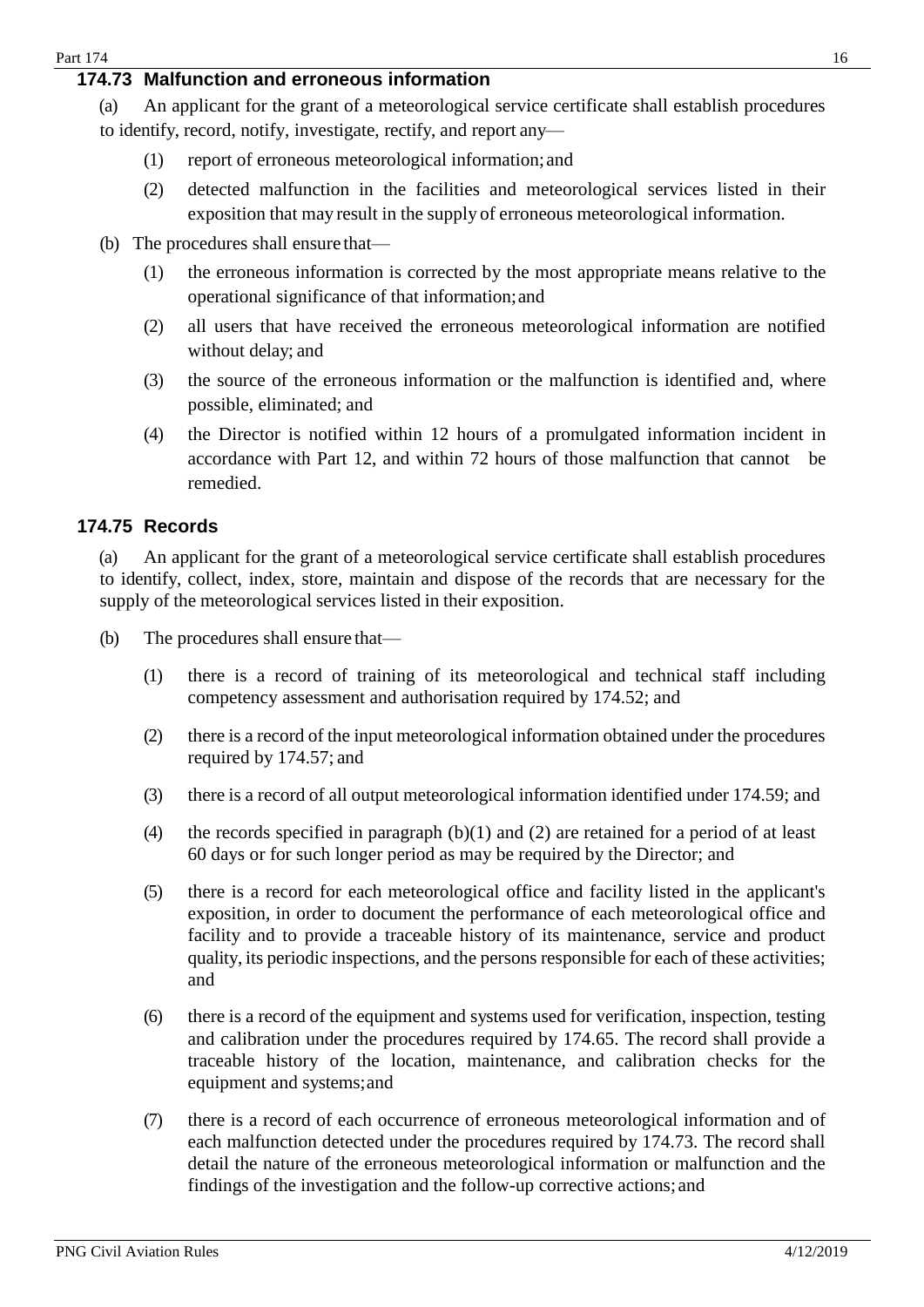### 174.73 Malfunction and erroneous information

(a) An applicant for the grant of a meteorological service certificate shall establish procedures to identify, record, notify, investigate, rectify, and report any—

(1) report of erroneous meteorological information; and

(2) detected malfunction in the facilities and meteorological services listed in their exposition that may result in the supply of erroneous meteorological information.

(b) The procedures shall ensure that—

(1) the erroneous information is corrected by the most appropriate means relative to the operational significance of that information; and

(2) all users that have received the erroneous meteorological information are notified without delay; and

(3) the source of the erroneous information or the malfunction is identified and, where possible, eliminated; and

(4) the Director is notified within 12 hours of a promulgated information incident in accordance with Part 12, and within 72 hours of those malfunction that cannot be remedied.

### 174.75 Records

(a) An applicant for the grant of a meteorological service certificate shall establish procedures to identify, collect, index, store, maintain and dispose of the records that are necessary for the supply of the meteorological services listed in their exposition.

(b) The procedures shall ensure that—

(1) there is a record of training of its meteorological and technical staff including competency assessment and authorisation required by 174.52; and

(2) there is a record of the input meteorological information obtained under the procedures required by 174.57; and

(3) there is a record of all output meteorological information identified under 174.59; and

(4) the records specified in paragraph (b)(1) and (2) are retained for a period of at least 60 days or for such longer period as may be required by the Director; and

(5) there is a record for each meteorological office and facility listed in the applicant's exposition, in order to document the performance of each meteorological office and facility and to provide a traceable history of its maintenance, service and product quality, its periodic inspections, and the persons responsible for each of these activities; and

(6) there is a record of the equipment and systems used for verification, inspection, testing and calibration under the procedures required by 174.65. The record shall provide a traceable history of the location, maintenance, and calibration checks for the equipment and systems; and

(7) there is a record of each occurrence of erroneous meteorological information and of each malfunction detected under the procedures required by 174.73. The record shall detail the nature of the erroneous meteorological information or malfunction and the findings of the investigation and the follow-up corrective actions; and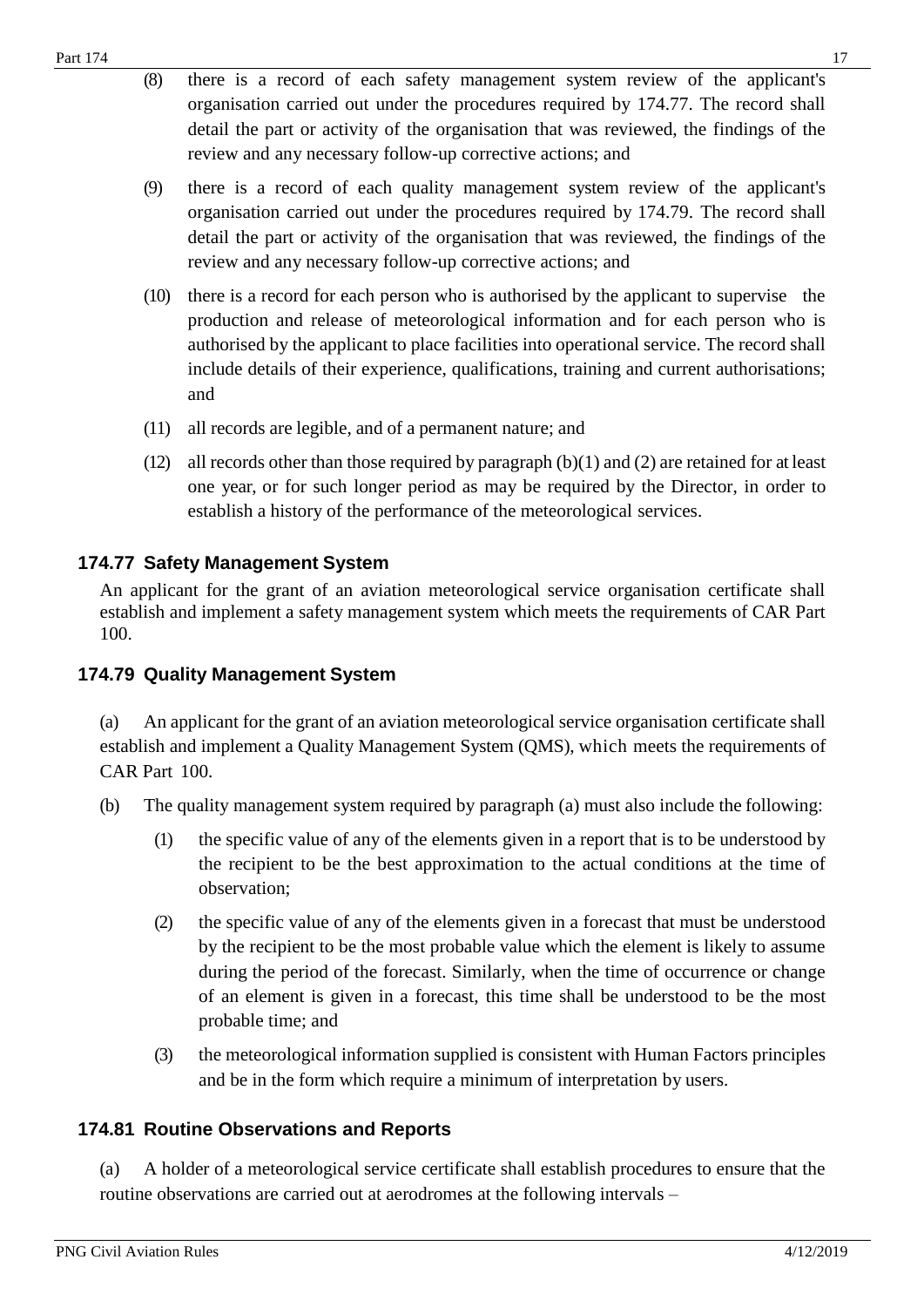(8) there is a record of each safety management system review of the applicant's organisation carried out under the procedures required by 174.77. The record shall detail the part or activity of the organisation that was reviewed, the findings of the review and any necessary follow-up corrective actions; and

(9) there is a record of each quality management system review of the applicant's organisation carried out under the procedures required by 174.79. The record shall detail the part or activity of the organisation that was reviewed, the findings of the review and any necessary follow-up corrective actions; and

(10) there is a record for each person who is authorised by the applicant to supervise the production and release of meteorological information and for each person who is authorised by the applicant to place facilities into operational service. The record shall include details of their experience, qualifications, training and current authorisations; and

(11) all records are legible, and of a permanent nature; and

(12) all records other than those required by paragraph (b)(1) and (2) are retained for at least one year, or for such longer period as may be required by the Director, in order to establish a history of the performance of the meteorological services.

### 174.77 Safety Management System

An applicant for the grant of an aviation meteorological service organisation certificate shall establish and implement a safety management system which meets the requirements of CAR Part 100.

### 174.79 Quality Management System

(a) An applicant for the grant of an aviation meteorological service organisation certificate shall establish and implement a Quality Management System (QMS), which meets the requirements of CAR Part 100.

(b) The quality management system required by paragraph (a) must also include the following:

(1) the specific value of any of the elements given in a report that is to be understood by the recipient to be the best approximation to the actual conditions at the time of observation;

(2) the specific value of any of the elements given in a forecast that must be understood by the recipient to be the most probable value which the element is likely to assume during the period of the forecast. Similarly, when the time of occurrence or change of an element is given in a forecast, this time shall be understood to be the most probable time; and

(3) the meteorological information supplied is consistent with Human Factors principles and be in the form which require a minimum of interpretation by users.

### 174.81 Routine Observations and Reports

(a) A holder of a meteorological service certificate shall establish procedures to ensure that the routine observations are carried out at aerodromes at the following intervals –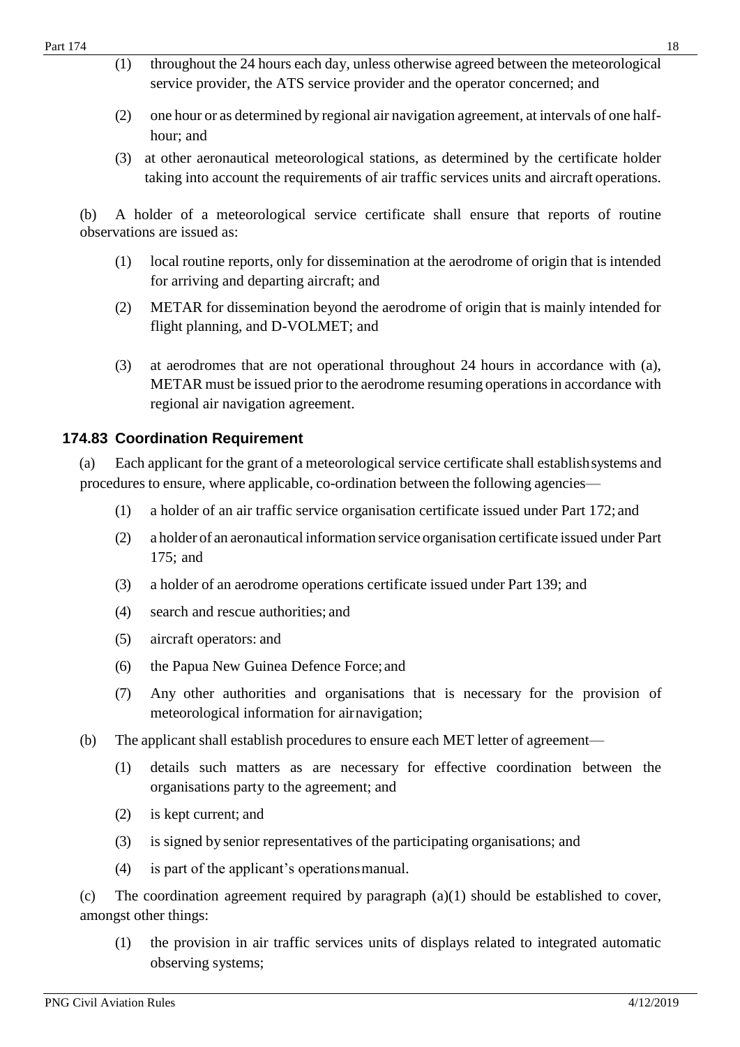(1) throughout the 24 hours each day, unless otherwise agreed between the meteorological service provider, the ATS service provider and the operator concerned; and

(2) one hour or as determined by regional air navigation agreement, at intervals of one half-hour; and

(3) at other aeronautical meteorological stations, as determined by the certificate holder taking into account the requirements of air traffic services units and aircraft operations.

(b) A holder of a meteorological service certificate shall ensure that reports of routine observations are issued as:

(1) local routine reports, only for dissemination at the aerodrome of origin that is intended for arriving and departing aircraft; and

(2) METAR for dissemination beyond the aerodrome of origin that is mainly intended for flight planning, and D-VOLMET; and

(3) at aerodromes that are not operational throughout 24 hours in accordance with (a), METAR must be issued prior to the aerodrome resuming operations in accordance with regional air navigation agreement.

### 174.83 Coordination Requirement

(a) Each applicant for the grant of a meteorological service certificate shall establish systems and procedures to ensure, where applicable, co-ordination between the following agencies—

(1) a holder of an air traffic service organisation certificate issued under Part 172; and

(2) a holder of an aeronautical information service organisation certificate issued under Part 175; and

(3) a holder of an aerodrome operations certificate issued under Part 139; and

(4) search and rescue authorities; and

(5) aircraft operators: and

(6) the Papua New Guinea Defence Force; and

(7) Any other authorities and organisations that is necessary for the provision of meteorological information for air navigation;

(b) The applicant shall establish procedures to ensure each MET letter of agreement—

(1) details such matters as are necessary for effective coordination between the organisations party to the agreement; and

(2) is kept current; and

(3) is signed by senior representatives of the participating organisations; and

(4) is part of the applicant's operations manual.

(c) The coordination agreement required by paragraph (a)(1) should be established to cover, amongst other things:

(1) the provision in air traffic services units of displays related to integrated automatic observing systems;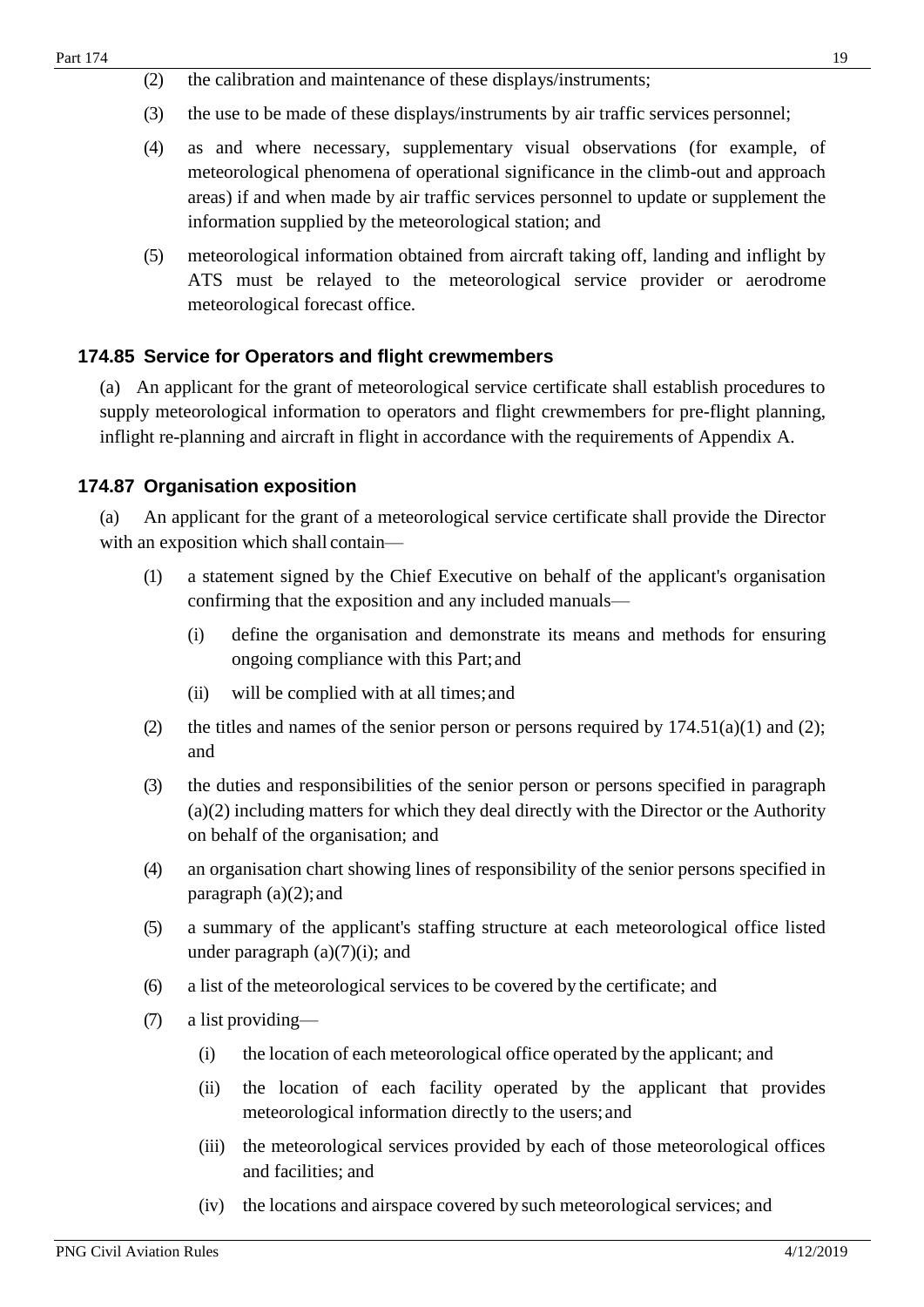(2) the calibration and maintenance of these displays/instruments;

(3) the use to be made of these displays/instruments by air traffic services personnel;

(4) as and where necessary, supplementary visual observations (for example, of meteorological phenomena of operational significance in the climb-out and approach areas) if and when made by air traffic services personnel to update or supplement the information supplied by the meteorological station; and

(5) meteorological information obtained from aircraft taking off, landing and inflight by ATS must be relayed to the meteorological service provider or aerodrome meteorological forecast office.

### 174.85 Service for Operators and flight crewmembers

(a) An applicant for the grant of meteorological service certificate shall establish procedures to supply meteorological information to operators and flight crewmembers for pre-flight planning, inflight re-planning and aircraft in flight in accordance with the requirements of Appendix A.

### 174.87 Organisation exposition

(a) An applicant for the grant of a meteorological service certificate shall provide the Director with an exposition which shall contain—

(1) a statement signed by the Chief Executive on behalf of the applicant's organisation confirming that the exposition and any included manuals—

(i) define the organisation and demonstrate its means and methods for ensuring ongoing compliance with this Part; and

(ii) will be complied with at all times; and

(2) the titles and names of the senior person or persons required by 174.51(a)(1) and (2); and

(3) the duties and responsibilities of the senior person or persons specified in paragraph (a)(2) including matters for which they deal directly with the Director or the Authority on behalf of the organisation; and

(4) an organisation chart showing lines of responsibility of the senior persons specified in paragraph (a)(2); and

(5) a summary of the applicant's staffing structure at each meteorological office listed under paragraph (a)(7)(i); and

(6) a list of the meteorological services to be covered by the certificate; and

(7) a list providing—

(i) the location of each meteorological office operated by the applicant; and

(ii) the location of each facility operated by the applicant that provides meteorological information directly to the users; and

(iii) the meteorological services provided by each of those meteorological offices and facilities; and

(iv) the locations and airspace covered by such meteorological services; and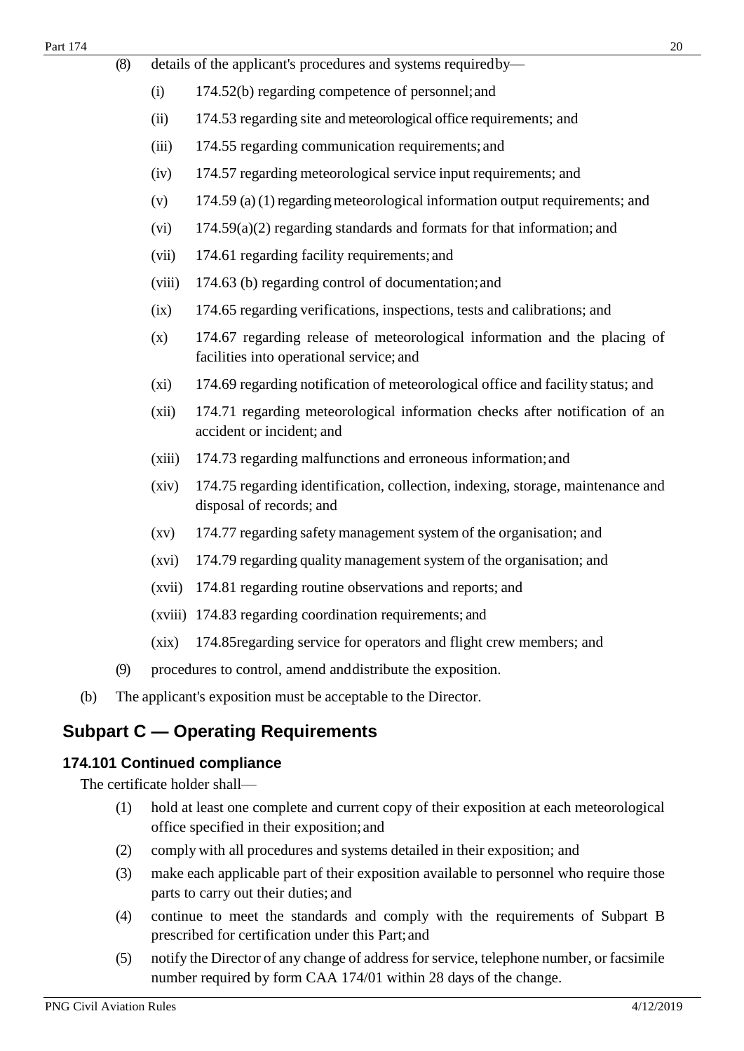(8) details of the applicant's procedures and systems required by—

(i) 174.52(b) regarding competence of personnel; and

(ii) 174.53 regarding site and meteorological office requirements; and

(iii) 174.55 regarding communication requirements; and

(iv) 174.57 regarding meteorological service input requirements; and

(v) 174.59 (a) (1) regarding meteorological information output requirements; and

(vi) 174.59(a)(2) regarding standards and formats for that information; and

(vii) 174.61 regarding facility requirements; and

(viii) 174.63 (b) regarding control of documentation; and

(ix) 174.65 regarding verifications, inspections, tests and calibrations; and

(x) 174.67 regarding release of meteorological information and the placing of facilities into operational service; and

(xi) 174.69 regarding notification of meteorological office and facility status; and

(xii) 174.71 regarding meteorological information checks after notification of an accident or incident; and

(xiii) 174.73 regarding malfunctions and erroneous information; and

(xiv) 174.75 regarding identification, collection, indexing, storage, maintenance and disposal of records; and

(xv) 174.77 regarding safety management system of the organisation; and

(xvi) 174.79 regarding quality management system of the organisation; and

(xvii) 174.81 regarding routine observations and reports; and

(xviii) 174.83 regarding coordination requirements; and

(xix) 174.85regarding service for operators and flight crew members; and

(9) procedures to control, amend and distribute the exposition.

(b) The applicant's exposition must be acceptable to the Director.

## Subpart C — Operating Requirements

### 174.101 Continued compliance

The certificate holder shall—

(1) hold at least one complete and current copy of their exposition at each meteorological office specified in their exposition; and

(2) comply with all procedures and systems detailed in their exposition; and

(3) make each applicable part of their exposition available to personnel who require those parts to carry out their duties; and

(4) continue to meet the standards and comply with the requirements of Subpart B prescribed for certification under this Part; and

(5) notify the Director of any change of address for service, telephone number, or facsimile number required by form CAA 174/01 within 28 days of the change.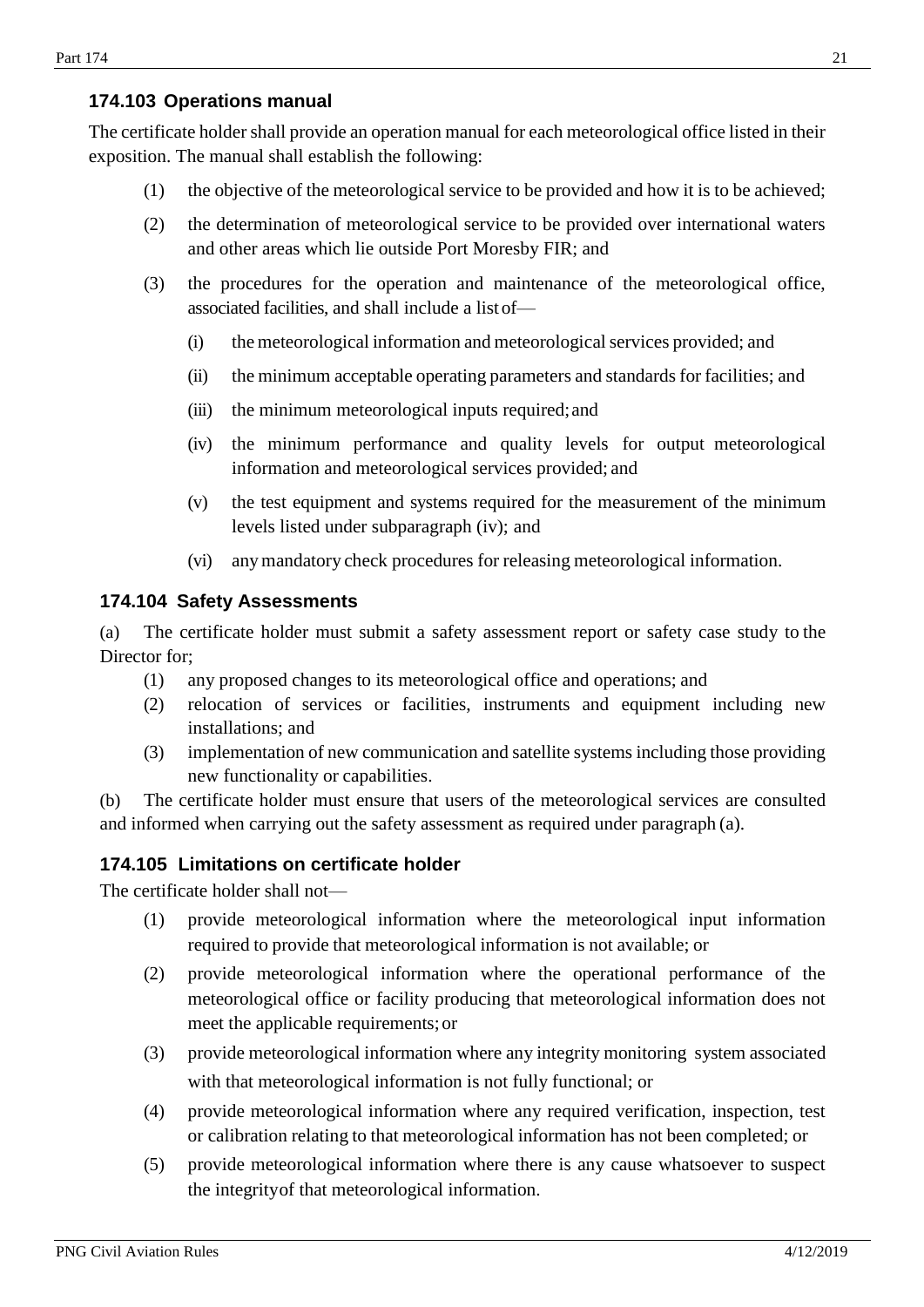### 174.103 Operations manual

The certificate holder shall provide an operation manual for each meteorological office listed in their exposition. The manual shall establish the following:

(1) the objective of the meteorological service to be provided and how it is to be achieved;

(2) the determination of meteorological service to be provided over international waters and other areas which lie outside Port Moresby FIR; and

(3) the procedures for the operation and maintenance of the meteorological office, associated facilities, and shall include a list of—

  (i) the meteorological information and meteorological services provided; and

  (ii) the minimum acceptable operating parameters and standards for facilities; and

  (iii) the minimum meteorological inputs required; and

  (iv) the minimum performance and quality levels for output meteorological information and meteorological services provided; and

  (v) the test equipment and systems required for the measurement of the minimum levels listed under subparagraph (iv); and

  (vi) any mandatory check procedures for releasing meteorological information.

### 174.104 Safety Assessments

(a) The certificate holder must submit a safety assessment report or safety case study to the Director for;

(1) any proposed changes to its meteorological office and operations; and

(2) relocation of services or facilities, instruments and equipment including new installations; and

(3) implementation of new communication and satellite systems including those providing new functionality or capabilities.

(b) The certificate holder must ensure that users of the meteorological services are consulted and informed when carrying out the safety assessment as required under paragraph (a).

### 174.105 Limitations on certificate holder

The certificate holder shall not—

(1) provide meteorological information where the meteorological input information required to provide that meteorological information is not available; or

(2) provide meteorological information where the operational performance of the meteorological office or facility producing that meteorological information does not meet the applicable requirements; or

(3) provide meteorological information where any integrity monitoring system associated with that meteorological information is not fully functional; or

(4) provide meteorological information where any required verification, inspection, test or calibration relating to that meteorological information has not been completed; or

(5) provide meteorological information where there is any cause whatsoever to suspect the integrity of that meteorological information.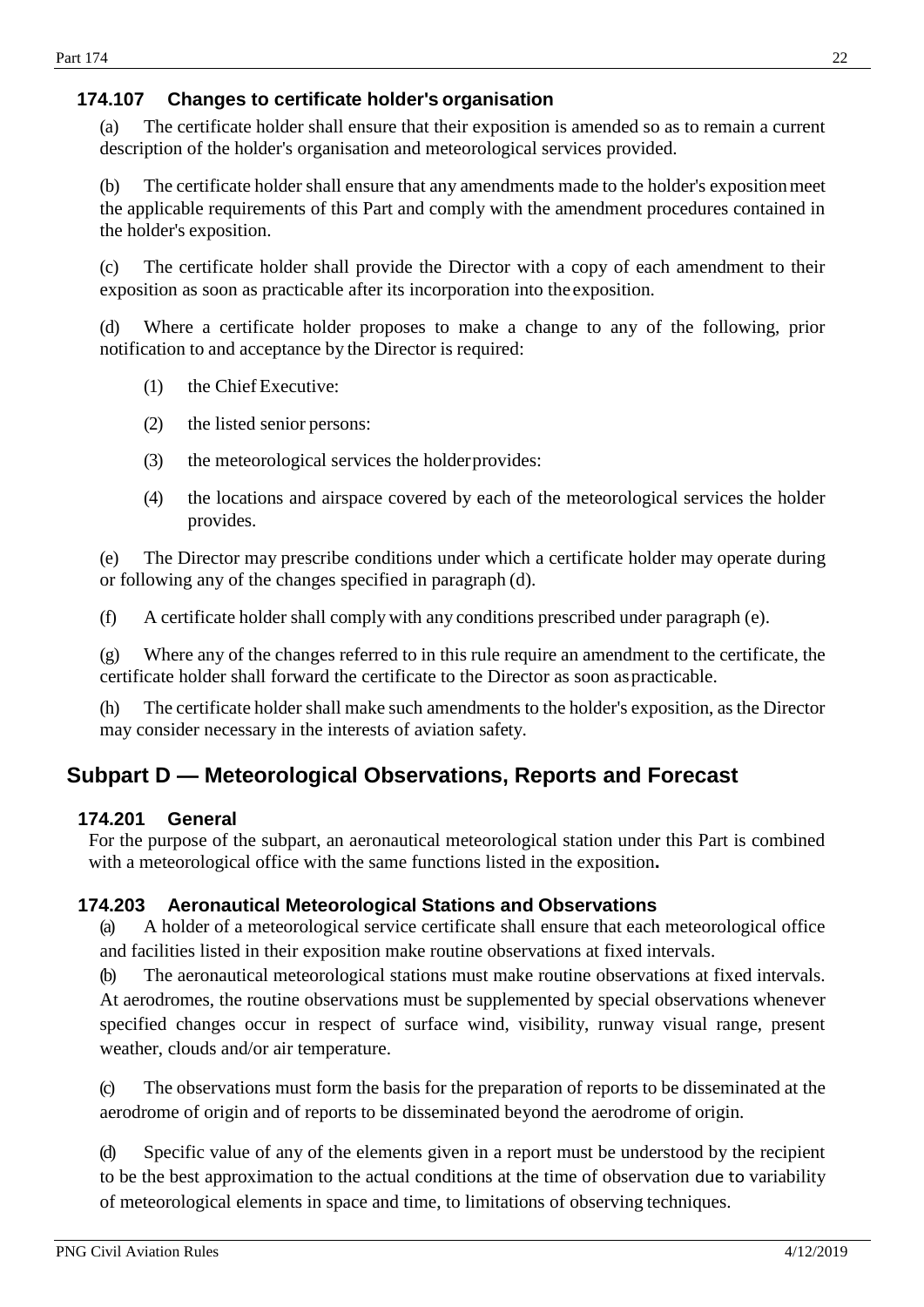### 174.107 Changes to certificate holder's organisation

(a) The certificate holder shall ensure that their exposition is amended so as to remain a current description of the holder's organisation and meteorological services provided.

(b) The certificate holder shall ensure that any amendments made to the holder's exposition meet the applicable requirements of this Part and comply with the amendment procedures contained in the holder's exposition.

(c) The certificate holder shall provide the Director with a copy of each amendment to their exposition as soon as practicable after its incorporation into the exposition.

(d) Where a certificate holder proposes to make a change to any of the following, prior notification to and acceptance by the Director is required:

(1) the Chief Executive:

(2) the listed senior persons:

(3) the meteorological services the holder provides:

(4) the locations and airspace covered by each of the meteorological services the holder provides.

(e) The Director may prescribe conditions under which a certificate holder may operate during or following any of the changes specified in paragraph (d).

(f) A certificate holder shall comply with any conditions prescribed under paragraph (e).

(g) Where any of the changes referred to in this rule require an amendment to the certificate, the certificate holder shall forward the certificate to the Director as soon as practicable.

(h) The certificate holder shall make such amendments to the holder's exposition, as the Director may consider necessary in the interests of aviation safety.

## Subpart D — Meteorological Observations, Reports and Forecast

### 174.201 General

For the purpose of the subpart, an aeronautical meteorological station under this Part is combined with a meteorological office with the same functions listed in the exposition**.**

### 174.203 Aeronautical Meteorological Stations and Observations

(a) A holder of a meteorological service certificate shall ensure that each meteorological office and facilities listed in their exposition make routine observations at fixed intervals.

(b) The aeronautical meteorological stations must make routine observations at fixed intervals. At aerodromes, the routine observations must be supplemented by special observations whenever specified changes occur in respect of surface wind, visibility, runway visual range, present weather, clouds and/or air temperature.

(c) The observations must form the basis for the preparation of reports to be disseminated at the aerodrome of origin and of reports to be disseminated beyond the aerodrome of origin.

(d) Specific value of any of the elements given in a report must be understood by the recipient to be the best approximation to the actual conditions at the time of observation due to variability of meteorological elements in space and time, to limitations of observing techniques.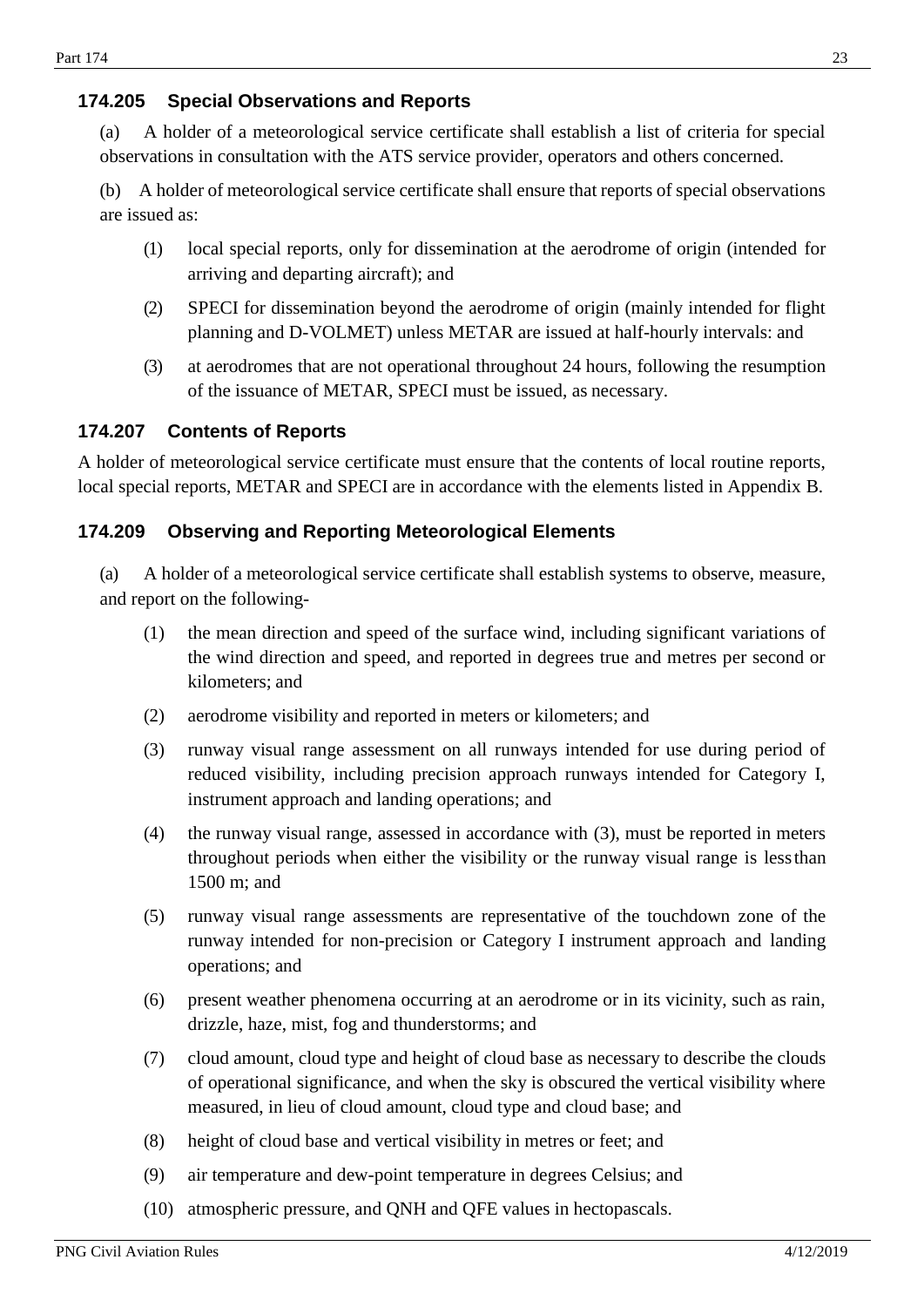### 174.205 Special Observations and Reports

(a) A holder of a meteorological service certificate shall establish a list of criteria for special observations in consultation with the ATS service provider, operators and others concerned.

(b) A holder of meteorological service certificate shall ensure that reports of special observations are issued as:

(1) local special reports, only for dissemination at the aerodrome of origin (intended for arriving and departing aircraft); and

(2) SPECI for dissemination beyond the aerodrome of origin (mainly intended for flight planning and D-VOLMET) unless METAR are issued at half-hourly intervals: and

(3) at aerodromes that are not operational throughout 24 hours, following the resumption of the issuance of METAR, SPECI must be issued, as necessary.

### 174.207 Contents of Reports

A holder of meteorological service certificate must ensure that the contents of local routine reports, local special reports, METAR and SPECI are in accordance with the elements listed in Appendix B.

### 174.209 Observing and Reporting Meteorological Elements

(a) A holder of a meteorological service certificate shall establish systems to observe, measure, and report on the following-

(1) the mean direction and speed of the surface wind, including significant variations of the wind direction and speed, and reported in degrees true and metres per second or kilometers; and

(2) aerodrome visibility and reported in meters or kilometers; and

(3) runway visual range assessment on all runways intended for use during period of reduced visibility, including precision approach runways intended for Category I, instrument approach and landing operations; and

(4) the runway visual range, assessed in accordance with (3), must be reported in meters throughout periods when either the visibility or the runway visual range is less than 1500 m; and

(5) runway visual range assessments are representative of the touchdown zone of the runway intended for non-precision or Category I instrument approach and landing operations; and

(6) present weather phenomena occurring at an aerodrome or in its vicinity, such as rain, drizzle, haze, mist, fog and thunderstorms; and

(7) cloud amount, cloud type and height of cloud base as necessary to describe the clouds of operational significance, and when the sky is obscured the vertical visibility where measured, in lieu of cloud amount, cloud type and cloud base; and

(8) height of cloud base and vertical visibility in metres or feet; and

(9) air temperature and dew-point temperature in degrees Celsius; and

(10) atmospheric pressure, and QNH and QFE values in hectopascals.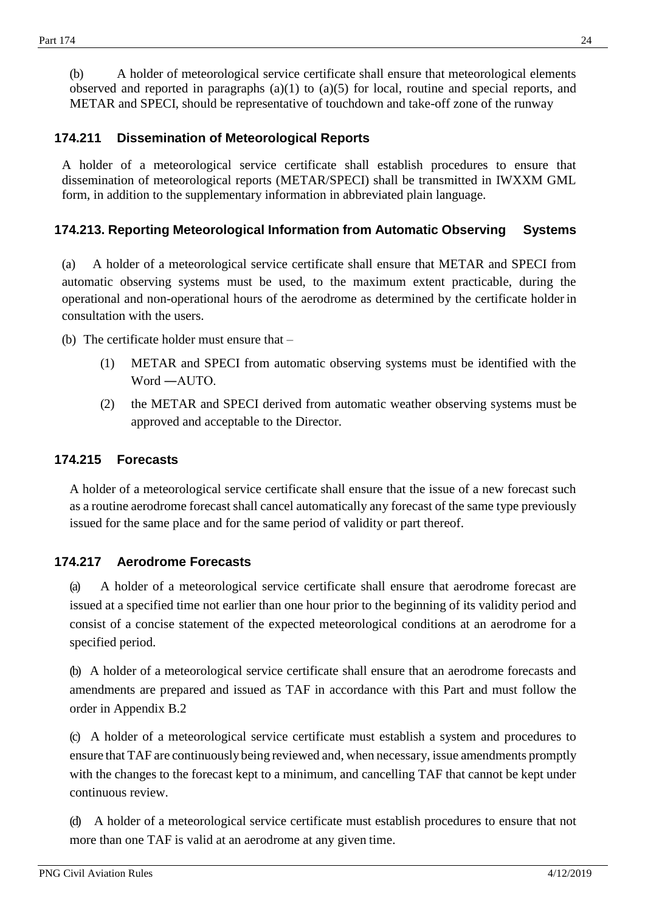(b) A holder of meteorological service certificate shall ensure that meteorological elements observed and reported in paragraphs (a)(1) to (a)(5) for local, routine and special reports, and METAR and SPECI, should be representative of touchdown and take-off zone of the runway

### 174.211 Dissemination of Meteorological Reports

A holder of a meteorological service certificate shall establish procedures to ensure that dissemination of meteorological reports (METAR/SPECI) shall be transmitted in IWXXM GML form, in addition to the supplementary information in abbreviated plain language.

### 174.213. Reporting Meteorological Information from Automatic Observing Systems

(a) A holder of a meteorological service certificate shall ensure that METAR and SPECI from automatic observing systems must be used, to the maximum extent practicable, during the operational and non-operational hours of the aerodrome as determined by the certificate holder in consultation with the users.

(b) The certificate holder must ensure that –

(1) METAR and SPECI from automatic observing systems must be identified with the Word ―AUTO.

(2) the METAR and SPECI derived from automatic weather observing systems must be approved and acceptable to the Director.

### 174.215 Forecasts

A holder of a meteorological service certificate shall ensure that the issue of a new forecast such as a routine aerodrome forecast shall cancel automatically any forecast of the same type previously issued for the same place and for the same period of validity or part thereof.

### 174.217 Aerodrome Forecasts

(a) A holder of a meteorological service certificate shall ensure that aerodrome forecast are issued at a specified time not earlier than one hour prior to the beginning of its validity period and consist of a concise statement of the expected meteorological conditions at an aerodrome for a specified period.

(b) A holder of a meteorological service certificate shall ensure that an aerodrome forecasts and amendments are prepared and issued as TAF in accordance with this Part and must follow the order in Appendix B.2

(c) A holder of a meteorological service certificate must establish a system and procedures to ensure that TAF are continuously being reviewed and, when necessary, issue amendments promptly with the changes to the forecast kept to a minimum, and cancelling TAF that cannot be kept under continuous review.

(d) A holder of a meteorological service certificate must establish procedures to ensure that not more than one TAF is valid at an aerodrome at any given time.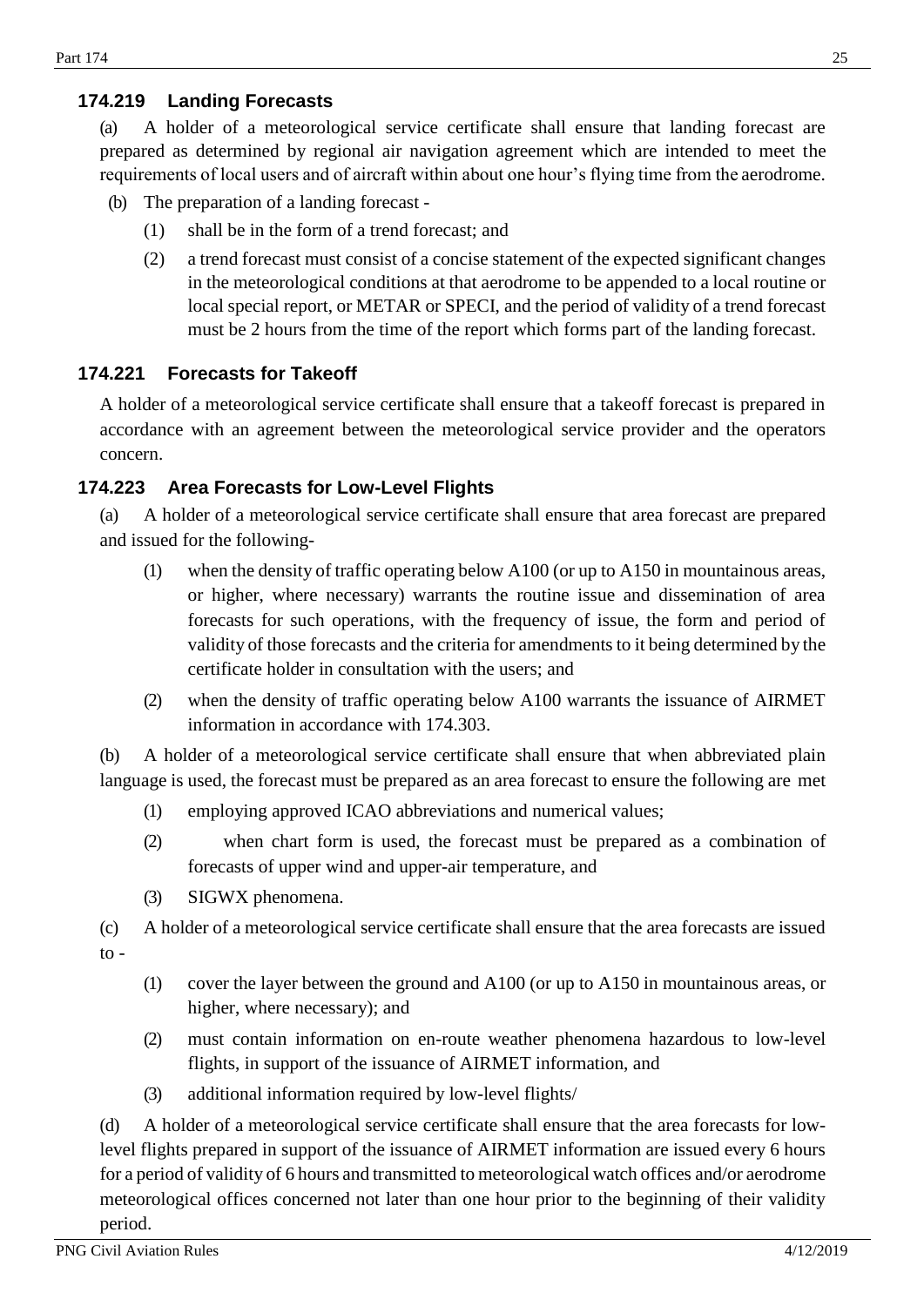### 174.219 Landing Forecasts

(a) A holder of a meteorological service certificate shall ensure that landing forecast are prepared as determined by regional air navigation agreement which are intended to meet the requirements of local users and of aircraft within about one hour's flying time from the aerodrome.

(b) The preparation of a landing forecast -

(1) shall be in the form of a trend forecast; and

(2) a trend forecast must consist of a concise statement of the expected significant changes in the meteorological conditions at that aerodrome to be appended to a local routine or local special report, or METAR or SPECI, and the period of validity of a trend forecast must be 2 hours from the time of the report which forms part of the landing forecast.

### 174.221 Forecasts for Takeoff

A holder of a meteorological service certificate shall ensure that a takeoff forecast is prepared in accordance with an agreement between the meteorological service provider and the operators concern.

### 174.223 Area Forecasts for Low-Level Flights

(a) A holder of a meteorological service certificate shall ensure that area forecast are prepared and issued for the following-

(1) when the density of traffic operating below A100 (or up to A150 in mountainous areas, or higher, where necessary) warrants the routine issue and dissemination of area forecasts for such operations, with the frequency of issue, the form and period of validity of those forecasts and the criteria for amendments to it being determined by the certificate holder in consultation with the users; and

(2) when the density of traffic operating below A100 warrants the issuance of AIRMET information in accordance with 174.303.

(b) A holder of a meteorological service certificate shall ensure that when abbreviated plain language is used, the forecast must be prepared as an area forecast to ensure the following are met

(1) employing approved ICAO abbreviations and numerical values;

(2) when chart form is used, the forecast must be prepared as a combination of forecasts of upper wind and upper-air temperature, and

(3) SIGWX phenomena.

(c) A holder of a meteorological service certificate shall ensure that the area forecasts are issued to -

(1) cover the layer between the ground and A100 (or up to A150 in mountainous areas, or higher, where necessary); and

(2) must contain information on en-route weather phenomena hazardous to low-level flights, in support of the issuance of AIRMET information, and

(3) additional information required by low-level flights/

(d) A holder of a meteorological service certificate shall ensure that the area forecasts for low-level flights prepared in support of the issuance of AIRMET information are issued every 6 hours for a period of validity of 6 hours and transmitted to meteorological watch offices and/or aerodrome meteorological offices concerned not later than one hour prior to the beginning of their validity period.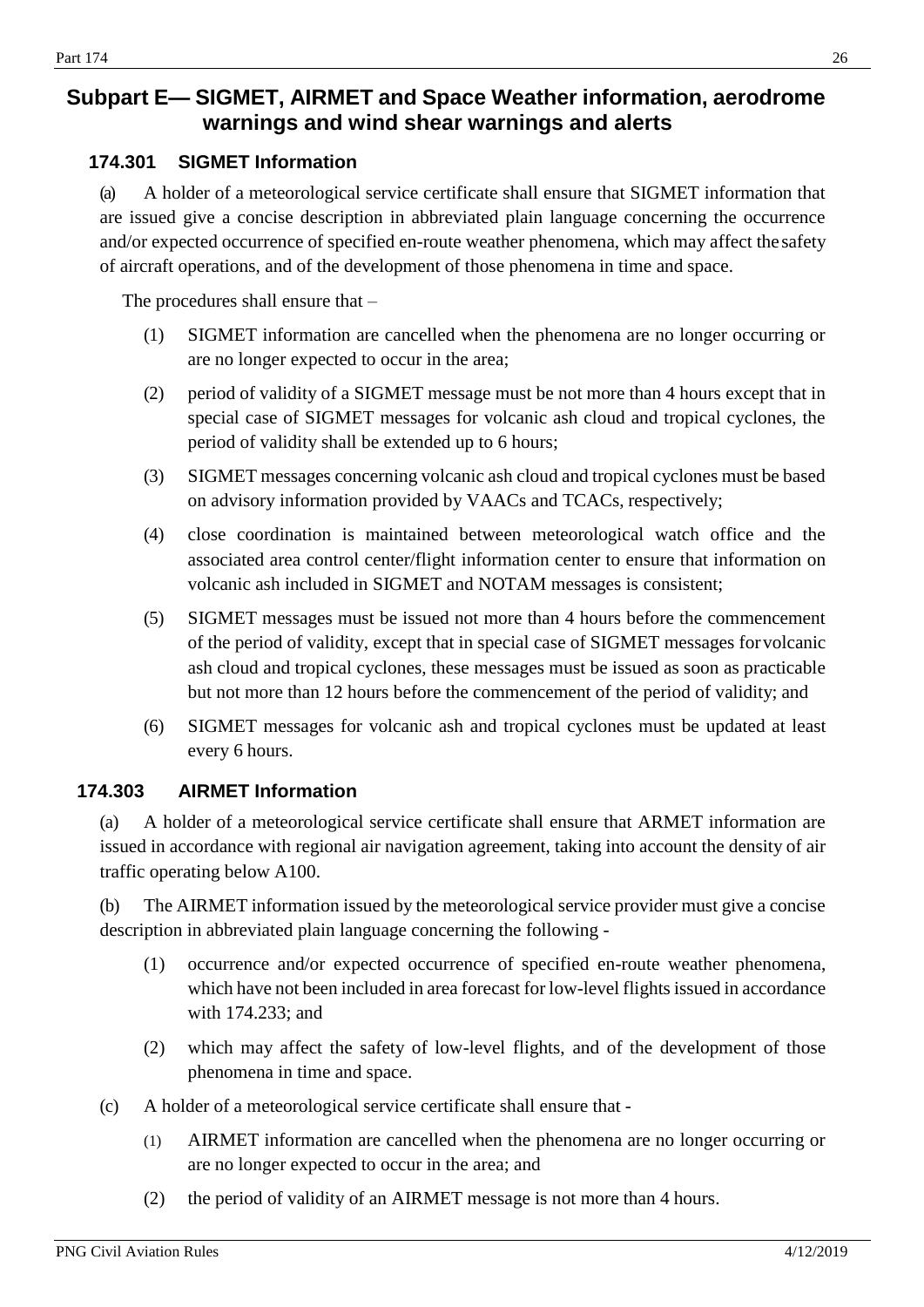## Subpart E— SIGMET, AIRMET and Space Weather information, aerodrome warnings and wind shear warnings and alerts

### 174.301 SIGMET Information

(a) A holder of a meteorological service certificate shall ensure that SIGMET information that are issued give a concise description in abbreviated plain language concerning the occurrence and/or expected occurrence of specified en-route weather phenomena, which may affect the safety of aircraft operations, and of the development of those phenomena in time and space.

The procedures shall ensure that –

(1) SIGMET information are cancelled when the phenomena are no longer occurring or are no longer expected to occur in the area;

(2) period of validity of a SIGMET message must be not more than 4 hours except that in special case of SIGMET messages for volcanic ash cloud and tropical cyclones, the period of validity shall be extended up to 6 hours;

(3) SIGMET messages concerning volcanic ash cloud and tropical cyclones must be based on advisory information provided by VAACs and TCACs, respectively;

(4) close coordination is maintained between meteorological watch office and the associated area control center/flight information center to ensure that information on volcanic ash included in SIGMET and NOTAM messages is consistent;

(5) SIGMET messages must be issued not more than 4 hours before the commencement of the period of validity, except that in special case of SIGMET messages for volcanic ash cloud and tropical cyclones, these messages must be issued as soon as practicable but not more than 12 hours before the commencement of the period of validity; and

(6) SIGMET messages for volcanic ash and tropical cyclones must be updated at least every 6 hours.

### 174.303 AIRMET Information

(a) A holder of a meteorological service certificate shall ensure that ARMET information are issued in accordance with regional air navigation agreement, taking into account the density of air traffic operating below A100.

(b) The AIRMET information issued by the meteorological service provider must give a concise description in abbreviated plain language concerning the following -

(1) occurrence and/or expected occurrence of specified en-route weather phenomena, which have not been included in area forecast for low-level flights issued in accordance with 174.233; and

(2) which may affect the safety of low-level flights, and of the development of those phenomena in time and space.

(c) A holder of a meteorological service certificate shall ensure that -

(1) AIRMET information are cancelled when the phenomena are no longer occurring or are no longer expected to occur in the area; and

(2) the period of validity of an AIRMET message is not more than 4 hours.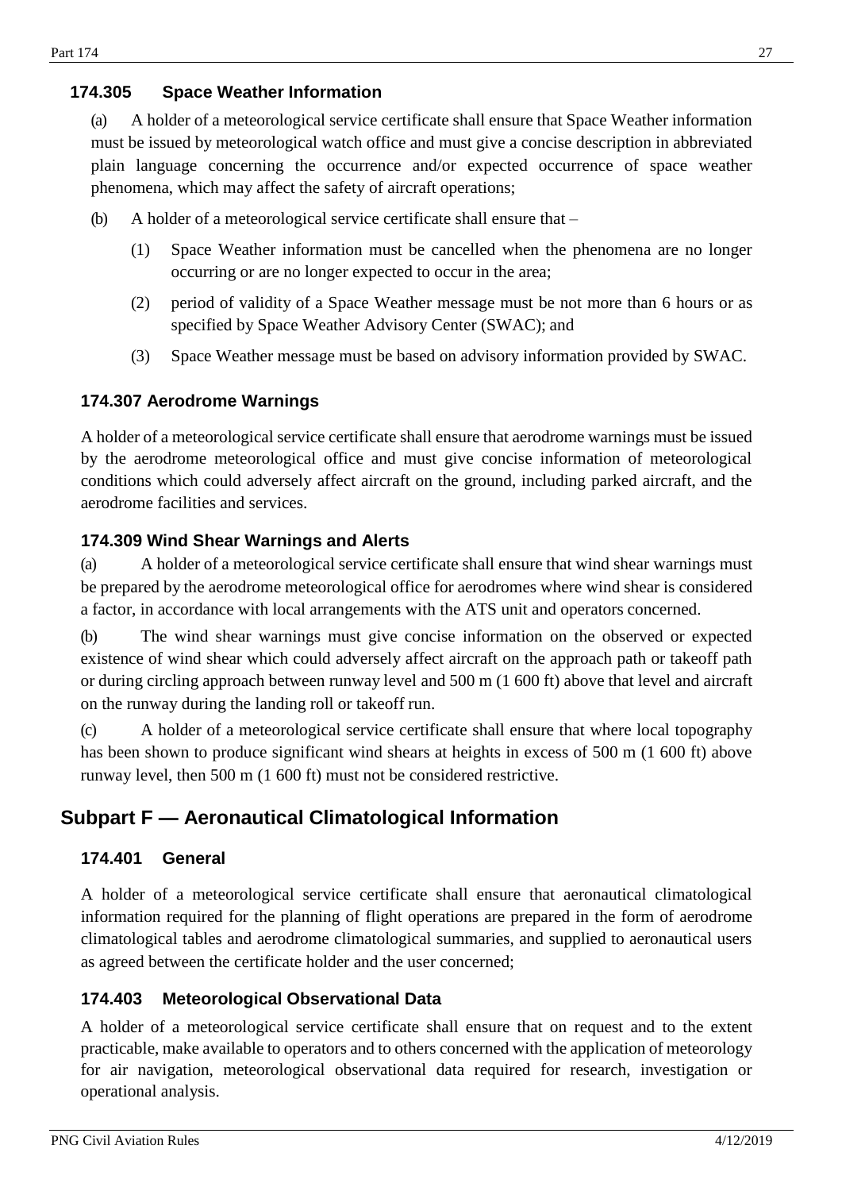### 174.305 Space Weather Information

(a) A holder of a meteorological service certificate shall ensure that Space Weather information must be issued by meteorological watch office and must give a concise description in abbreviated plain language concerning the occurrence and/or expected occurrence of space weather phenomena, which may affect the safety of aircraft operations;

(b) A holder of a meteorological service certificate shall ensure that –

(1) Space Weather information must be cancelled when the phenomena are no longer occurring or are no longer expected to occur in the area;

(2) period of validity of a Space Weather message must be not more than 6 hours or as specified by Space Weather Advisory Center (SWAC); and

(3) Space Weather message must be based on advisory information provided by SWAC.

### 174.307 Aerodrome Warnings

A holder of a meteorological service certificate shall ensure that aerodrome warnings must be issued by the aerodrome meteorological office and must give concise information of meteorological conditions which could adversely affect aircraft on the ground, including parked aircraft, and the aerodrome facilities and services.

### 174.309 Wind Shear Warnings and Alerts

(a) A holder of a meteorological service certificate shall ensure that wind shear warnings must be prepared by the aerodrome meteorological office for aerodromes where wind shear is considered a factor, in accordance with local arrangements with the ATS unit and operators concerned.

(b) The wind shear warnings must give concise information on the observed or expected existence of wind shear which could adversely affect aircraft on the approach path or takeoff path or during circling approach between runway level and 500 m (1 600 ft) above that level and aircraft on the runway during the landing roll or takeoff run.

(c) A holder of a meteorological service certificate shall ensure that where local topography has been shown to produce significant wind shears at heights in excess of 500 m (1 600 ft) above runway level, then 500 m (1 600 ft) must not be considered restrictive.

## Subpart F — Aeronautical Climatological Information

### 174.401 General

A holder of a meteorological service certificate shall ensure that aeronautical climatological information required for the planning of flight operations are prepared in the form of aerodrome climatological tables and aerodrome climatological summaries, and supplied to aeronautical users as agreed between the certificate holder and the user concerned;

### 174.403 Meteorological Observational Data

A holder of a meteorological service certificate shall ensure that on request and to the extent practicable, make available to operators and to others concerned with the application of meteorology for air navigation, meteorological observational data required for research, investigation or operational analysis.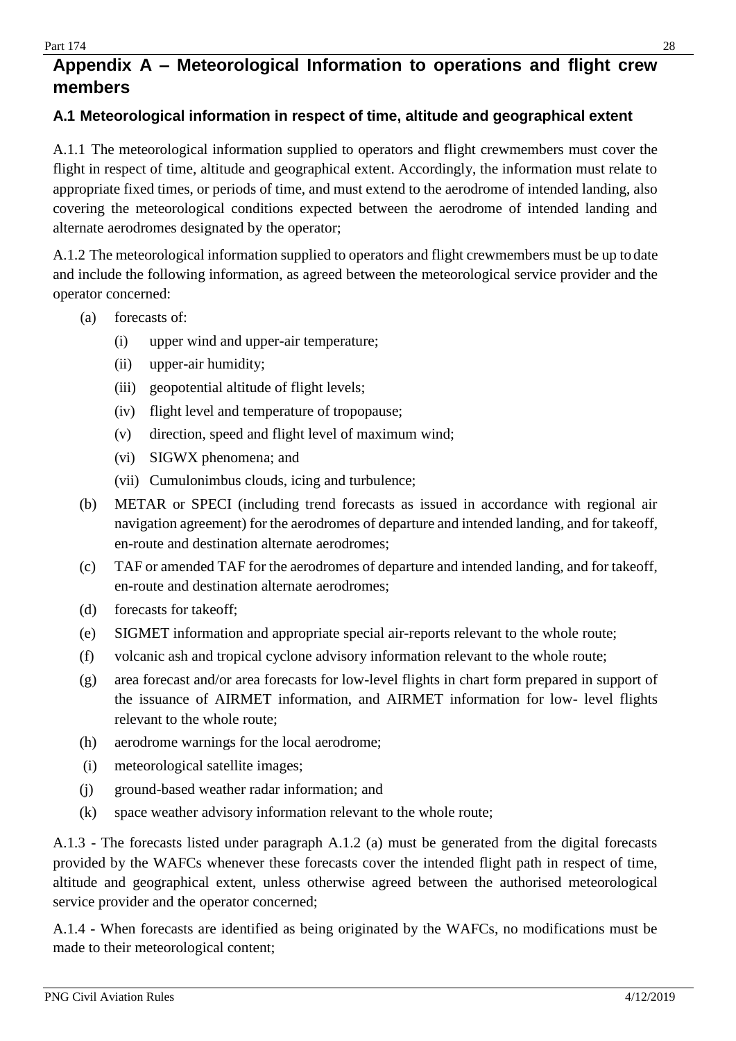# Appendix A – Meteorological Information to operations and flight crew members

## A.1 Meteorological information in respect of time, altitude and geographical extent

A.1.1 The meteorological information supplied to operators and flight crewmembers must cover the flight in respect of time, altitude and geographical extent. Accordingly, the information must relate to appropriate fixed times, or periods of time, and must extend to the aerodrome of intended landing, also covering the meteorological conditions expected between the aerodrome of intended landing and alternate aerodromes designated by the operator;

A.1.2 The meteorological information supplied to operators and flight crewmembers must be up to date and include the following information, as agreed between the meteorological service provider and the operator concerned:

- (a) forecasts of:
  - (i) upper wind and upper-air temperature;
  - (ii) upper-air humidity;
  - (iii) geopotential altitude of flight levels;
  - (iv) flight level and temperature of tropopause;
  - (v) direction, speed and flight level of maximum wind;
  - (vi) SIGWX phenomena; and
  - (vii) Cumulonimbus clouds, icing and turbulence;
- (b) METAR or SPECI (including trend forecasts as issued in accordance with regional air navigation agreement) for the aerodromes of departure and intended landing, and for takeoff, en-route and destination alternate aerodromes;
- (c) TAF or amended TAF for the aerodromes of departure and intended landing, and for takeoff, en-route and destination alternate aerodromes;
- (d) forecasts for takeoff;
- (e) SIGMET information and appropriate special air-reports relevant to the whole route;
- (f) volcanic ash and tropical cyclone advisory information relevant to the whole route;
- (g) area forecast and/or area forecasts for low-level flights in chart form prepared in support of the issuance of AIRMET information, and AIRMET information for low- level flights relevant to the whole route;
- (h) aerodrome warnings for the local aerodrome;
- (i) meteorological satellite images;
- (j) ground-based weather radar information; and
- (k) space weather advisory information relevant to the whole route;

A.1.3 - The forecasts listed under paragraph A.1.2 (a) must be generated from the digital forecasts provided by the WAFCs whenever these forecasts cover the intended flight path in respect of time, altitude and geographical extent, unless otherwise agreed between the authorised meteorological service provider and the operator concerned;

A.1.4 - When forecasts are identified as being originated by the WAFCs, no modifications must be made to their meteorological content;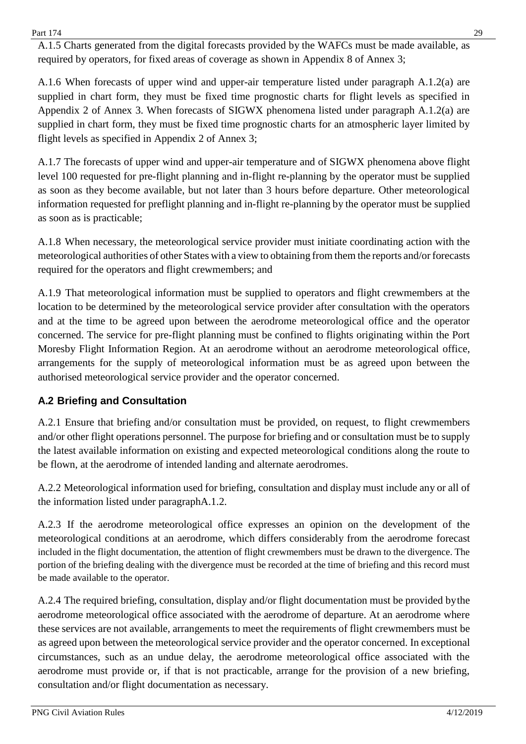A.1.5 Charts generated from the digital forecasts provided by the WAFCs must be made available, as required by operators, for fixed areas of coverage as shown in Appendix 8 of Annex 3;

A.1.6 When forecasts of upper wind and upper-air temperature listed under paragraph A.1.2(a) are supplied in chart form, they must be fixed time prognostic charts for flight levels as specified in Appendix 2 of Annex 3. When forecasts of SIGWX phenomena listed under paragraph A.1.2(a) are supplied in chart form, they must be fixed time prognostic charts for an atmospheric layer limited by flight levels as specified in Appendix 2 of Annex 3;

A.1.7 The forecasts of upper wind and upper-air temperature and of SIGWX phenomena above flight level 100 requested for pre-flight planning and in-flight re-planning by the operator must be supplied as soon as they become available, but not later than 3 hours before departure. Other meteorological information requested for preflight planning and in-flight re-planning by the operator must be supplied as soon as is practicable;

A.1.8 When necessary, the meteorological service provider must initiate coordinating action with the meteorological authorities of other States with a view to obtaining from them the reports and/or forecasts required for the operators and flight crewmembers; and

A.1.9 That meteorological information must be supplied to operators and flight crewmembers at the location to be determined by the meteorological service provider after consultation with the operators and at the time to be agreed upon between the aerodrome meteorological office and the operator concerned. The service for pre-flight planning must be confined to flights originating within the Port Moresby Flight Information Region. At an aerodrome without an aerodrome meteorological office, arrangements for the supply of meteorological information must be as agreed upon between the authorised meteorological service provider and the operator concerned.

### A.2 Briefing and Consultation

A.2.1 Ensure that briefing and/or consultation must be provided, on request, to flight crewmembers and/or other flight operations personnel. The purpose for briefing and or consultation must be to supply the latest available information on existing and expected meteorological conditions along the route to be flown, at the aerodrome of intended landing and alternate aerodromes.

A.2.2 Meteorological information used for briefing, consultation and display must include any or all of the information listed under paragraphA.1.2.

A.2.3 If the aerodrome meteorological office expresses an opinion on the development of the meteorological conditions at an aerodrome, which differs considerably from the aerodrome forecast included in the flight documentation, the attention of flight crewmembers must be drawn to the divergence. The portion of the briefing dealing with the divergence must be recorded at the time of briefing and this record must be made available to the operator.

A.2.4 The required briefing, consultation, display and/or flight documentation must be provided bythe aerodrome meteorological office associated with the aerodrome of departure. At an aerodrome where these services are not available, arrangements to meet the requirements of flight crewmembers must be as agreed upon between the meteorological service provider and the operator concerned. In exceptional circumstances, such as an undue delay, the aerodrome meteorological office associated with the aerodrome must provide or, if that is not practicable, arrange for the provision of a new briefing, consultation and/or flight documentation as necessary.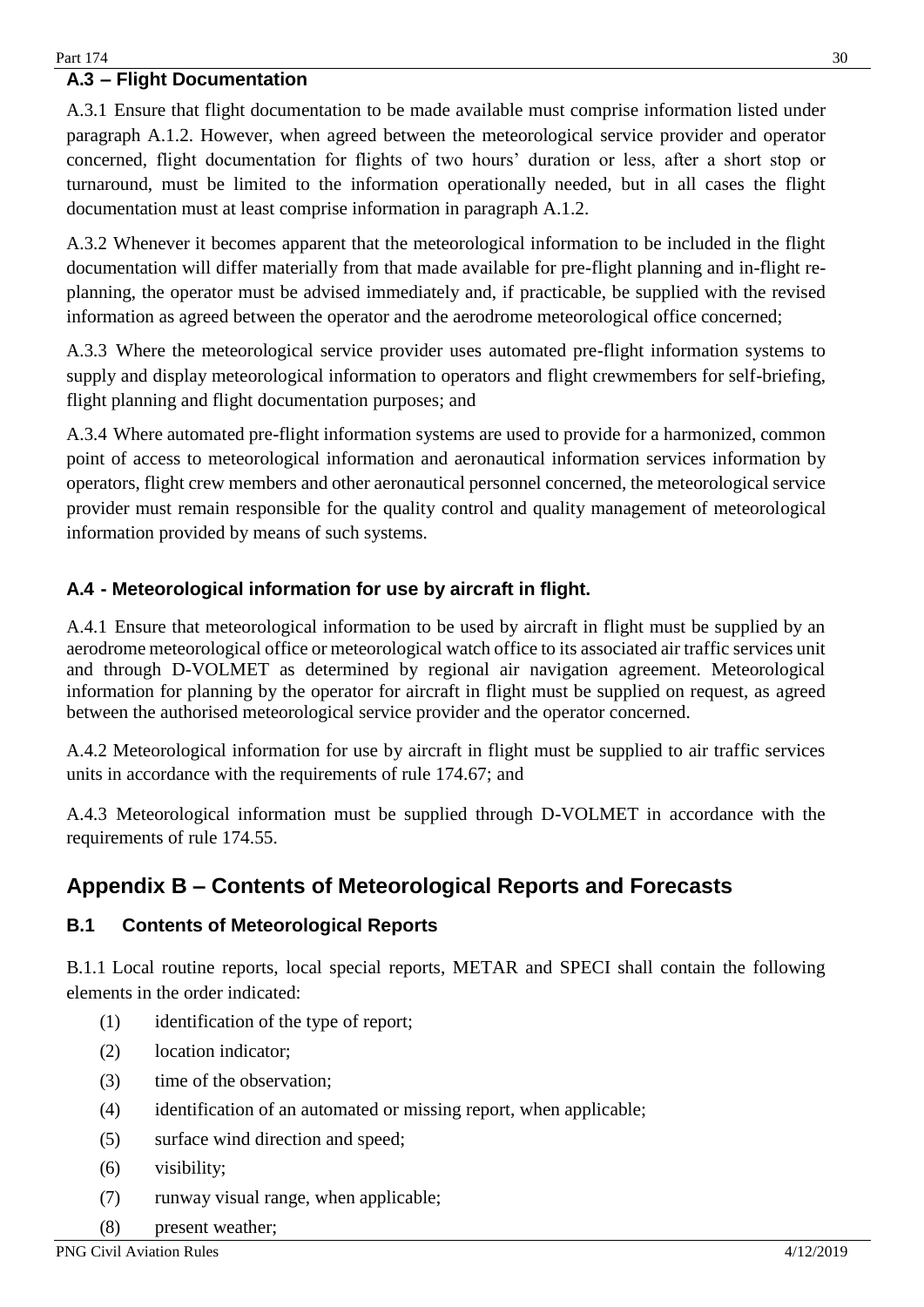### A.3 – Flight Documentation

A.3.1 Ensure that flight documentation to be made available must comprise information listed under paragraph A.1.2. However, when agreed between the meteorological service provider and operator concerned, flight documentation for flights of two hours' duration or less, after a short stop or turnaround, must be limited to the information operationally needed, but in all cases the flight documentation must at least comprise information in paragraph A.1.2.

A.3.2 Whenever it becomes apparent that the meteorological information to be included in the flight documentation will differ materially from that made available for pre-flight planning and in-flight re-planning, the operator must be advised immediately and, if practicable, be supplied with the revised information as agreed between the operator and the aerodrome meteorological office concerned;

A.3.3 Where the meteorological service provider uses automated pre-flight information systems to supply and display meteorological information to operators and flight crewmembers for self-briefing, flight planning and flight documentation purposes; and

A.3.4 Where automated pre-flight information systems are used to provide for a harmonized, common point of access to meteorological information and aeronautical information services information by operators, flight crew members and other aeronautical personnel concerned, the meteorological service provider must remain responsible for the quality control and quality management of meteorological information provided by means of such systems.

### A.4 - Meteorological information for use by aircraft in flight.

A.4.1 Ensure that meteorological information to be used by aircraft in flight must be supplied by an aerodrome meteorological office or meteorological watch office to its associated air traffic services unit and through D-VOLMET as determined by regional air navigation agreement. Meteorological information for planning by the operator for aircraft in flight must be supplied on request, as agreed between the authorised meteorological service provider and the operator concerned.

A.4.2 Meteorological information for use by aircraft in flight must be supplied to air traffic services units in accordance with the requirements of rule 174.67; and

A.4.3 Meteorological information must be supplied through D-VOLMET in accordance with the requirements of rule 174.55.

## Appendix B – Contents of Meteorological Reports and Forecasts

### B.1 Contents of Meteorological Reports

B.1.1 Local routine reports, local special reports, METAR and SPECI shall contain the following elements in the order indicated:

(1) identification of the type of report;

(2) location indicator;

(3) time of the observation;

(4) identification of an automated or missing report, when applicable;

(5) surface wind direction and speed;

(6) visibility;

(7) runway visual range, when applicable;

(8) present weather;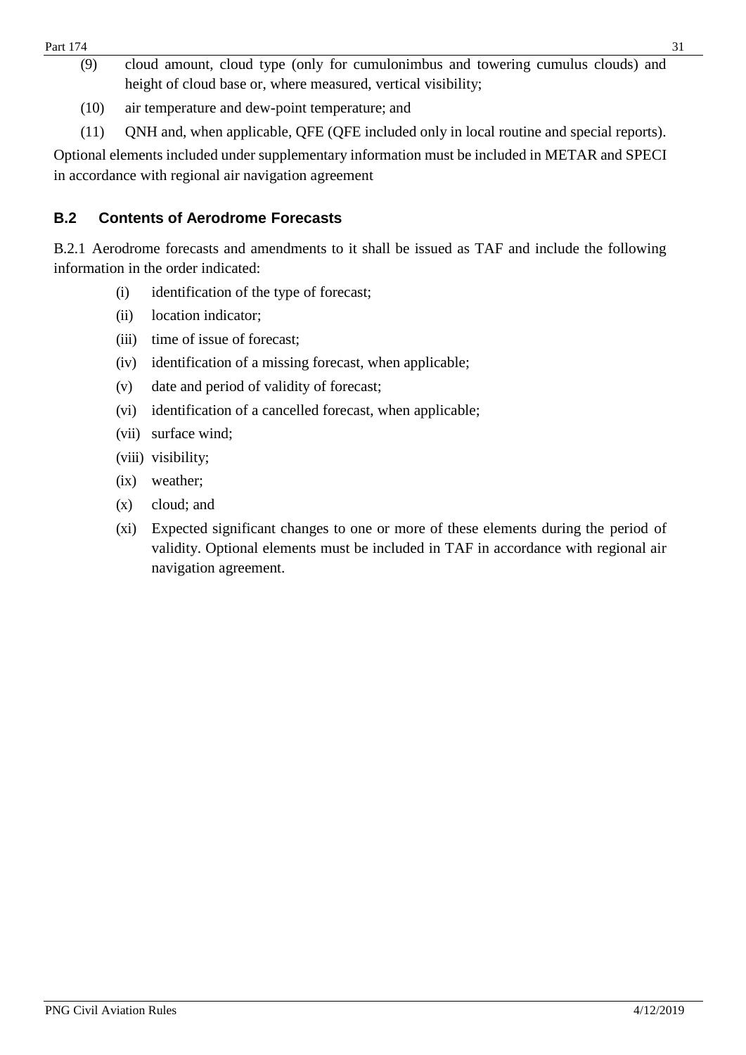(9) cloud amount, cloud type (only for cumulonimbus and towering cumulus clouds) and height of cloud base or, where measured, vertical visibility;

(10) air temperature and dew-point temperature; and

(11) QNH and, when applicable, QFE (QFE included only in local routine and special reports).

Optional elements included under supplementary information must be included in METAR and SPECI in accordance with regional air navigation agreement

### B.2 Contents of Aerodrome Forecasts

B.2.1 Aerodrome forecasts and amendments to it shall be issued as TAF and include the following information in the order indicated:

(i) identification of the type of forecast;

(ii) location indicator;

(iii) time of issue of forecast;

(iv) identification of a missing forecast, when applicable;

(v) date and period of validity of forecast;

(vi) identification of a cancelled forecast, when applicable;

(vii) surface wind;

(viii) visibility;

(ix) weather;

(x) cloud; and

(xi) Expected significant changes to one or more of these elements during the period of validity. Optional elements must be included in TAF in accordance with regional air navigation agreement.